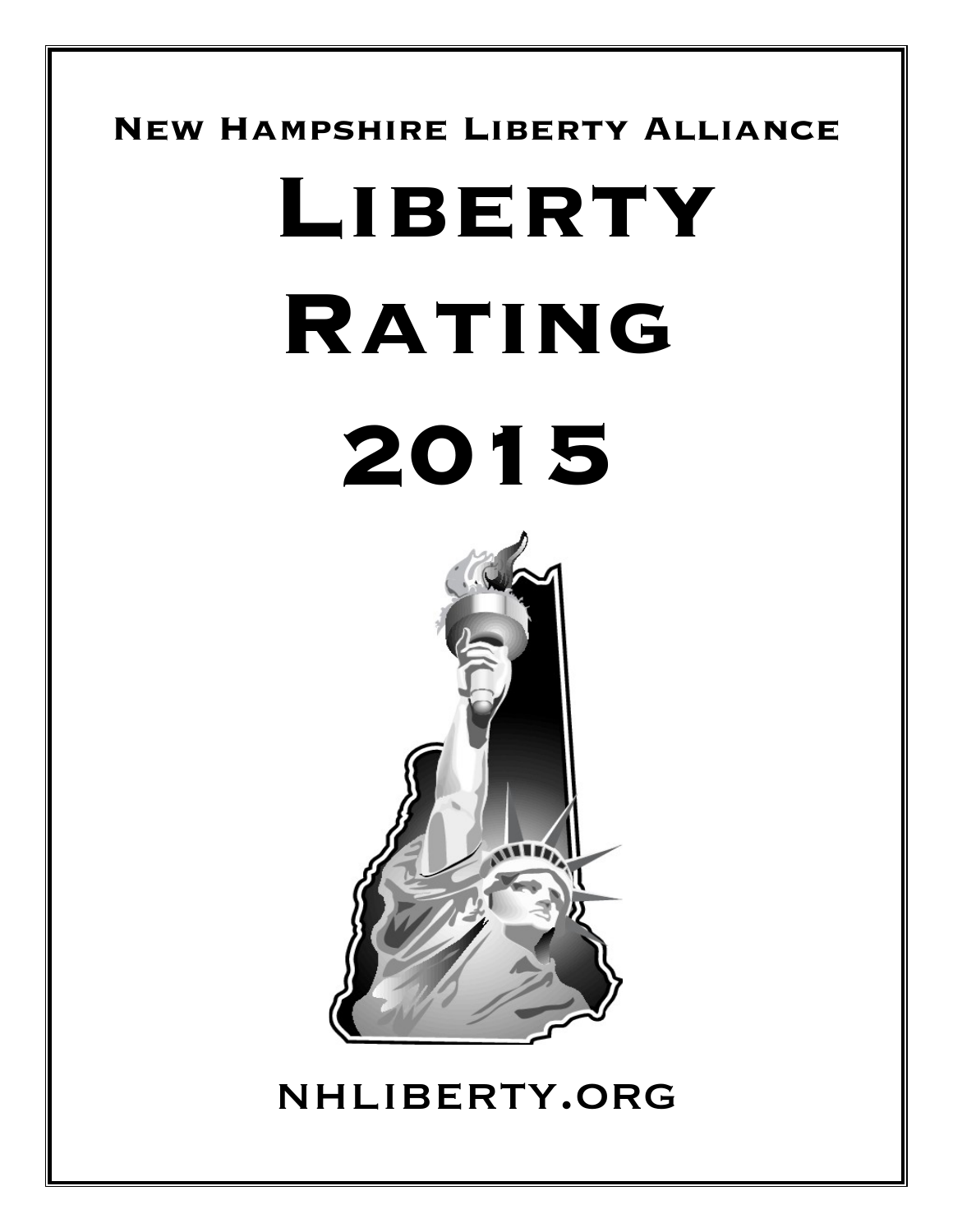New Hampshire Liberty Alliance

# Liberty Rating 2015

nhliberty.org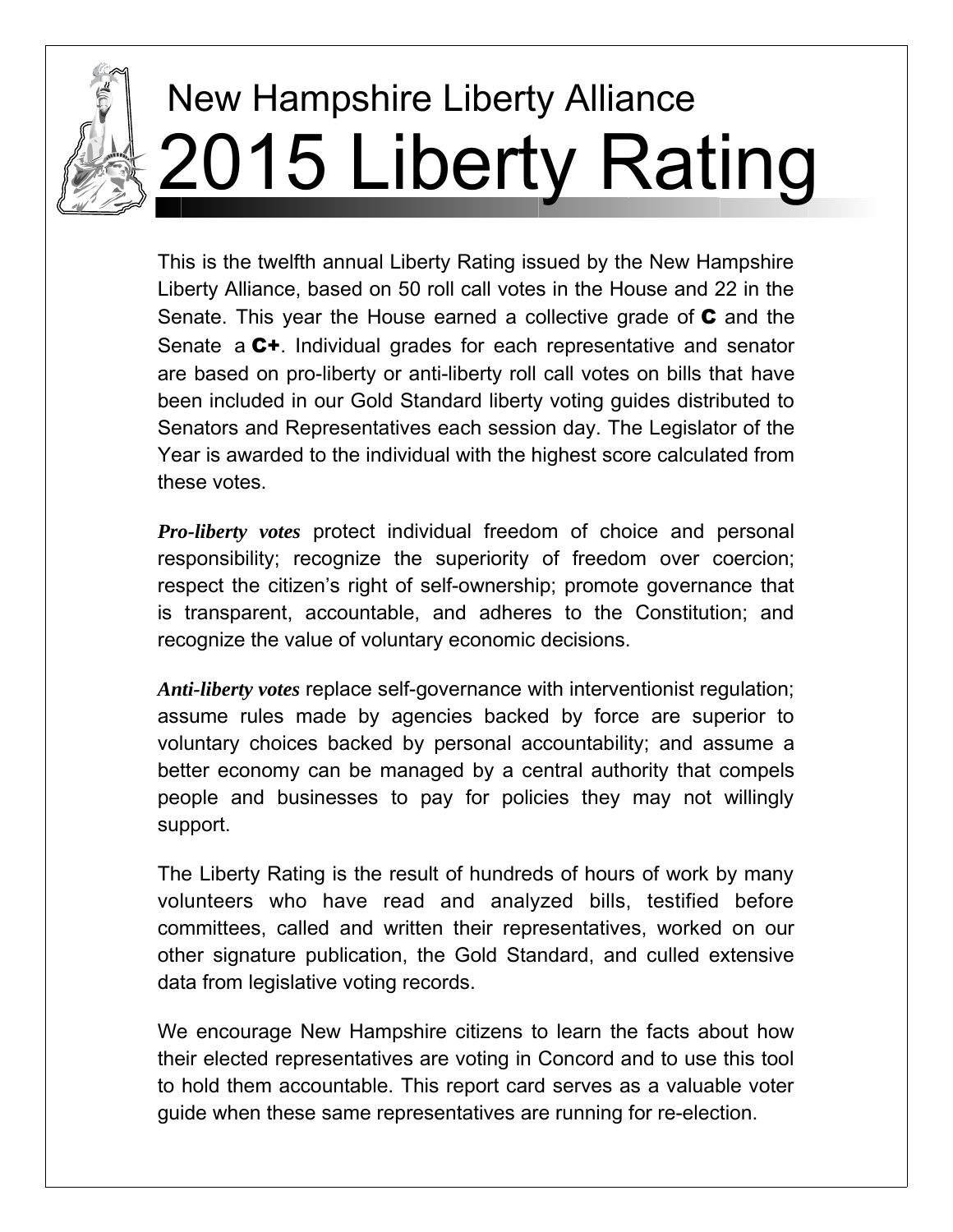## New Hampshire Liberty Alliance

# 2015 Liberty Rating

This is the twelfth annual Liberty Rating issued by the New Hampshire Liberty Alliance, based on 50 roll call votes in the House and 22 in the Senate. This year the House earned a collective grade of **C** and the Senate a **C+**. Individual grades for each representative and senator are based on pro-liberty or anti-liberty roll call votes on bills that have been included in our Gold Standard liberty voting guides distributed to Senators and Representatives each session day. The Legislator of the Year is awarded to the individual with the highest score calculated from these votes.

***Pro-liberty votes*** protect individual freedom of choice and personal responsibility; recognize the superiority of freedom over coercion; respect the citizen's right of self-ownership; promote governance that is transparent, accountable, and adheres to the Constitution; and recognize the value of voluntary economic decisions.

***Anti-liberty votes*** replace self-governance with interventionist regulation; assume rules made by agencies backed by force are superior to voluntary choices backed by personal accountability; and assume a better economy can be managed by a central authority that compels people and businesses to pay for policies they may not willingly support.

The Liberty Rating is the result of hundreds of hours of work by many volunteers who have read and analyzed bills, testified before committees, called and written their representatives, worked on our other signature publication, the Gold Standard, and culled extensive data from legislative voting records.

We encourage New Hampshire citizens to learn the facts about how their elected representatives are voting in Concord and to use this tool to hold them accountable. This report card serves as a valuable voter guide when these same representatives are running for re-election.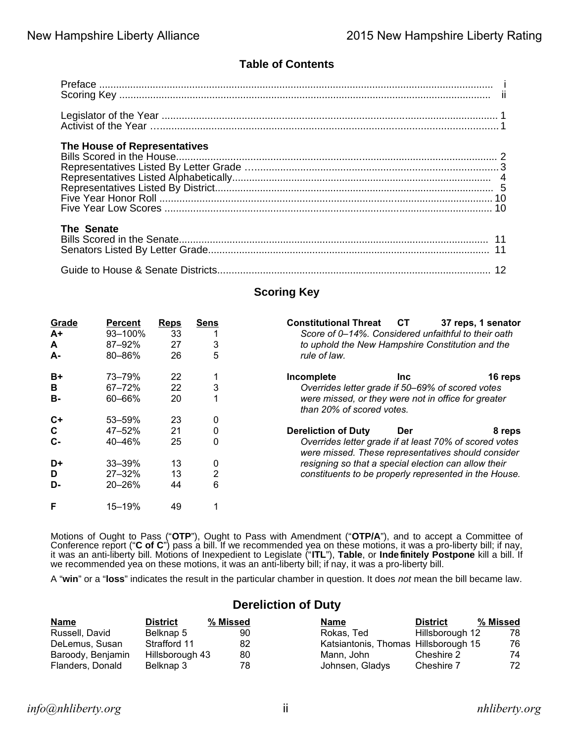## Table of Contents

| | |
|---|---|
| Preface | i |
| Scoring Key | ii |
| | |
| Legislator of the Year | 1 |
| Activist of the Year | 1 |
| | |
| **The House of Representatives** | |
| Bills Scored in the House | 2 |
| Representatives Listed By Letter Grade | 3 |
| Representatives Listed Alphabetically | 4 |
| Representatives Listed By District | 5 |
| Five Year Honor Roll | 10 |
| Five Year Low Scores | 10 |
| | |
| **The Senate** | |
| Bills Scored in the Senate | 11 |
| Senators Listed By Letter Grade | 11 |
| | |
| Guide to House & Senate Districts | 12 |

## Scoring Key

| Grade | Percent | Reps | Sens |
|---|---|---|---|
| A+ | 93–100% | 33 | 1 |
| A | 87–92% | 27 | 3 |
| A- | 80–86% | 26 | 5 |
| B+ | 73–79% | 22 | 1 |
| B | 67–72% | 22 | 3 |
| B- | 60–66% | 20 | 1 |
| C+ | 53–59% | 23 | 0 |
| C | 47–52% | 21 | 0 |
| C- | 40–46% | 25 | 0 |
| D+ | 33–39% | 13 | 0 |
| D | 27–32% | 13 | 2 |
| D- | 20–26% | 44 | 6 |
| F | 15–19% | 49 | 1 |

**Constitutional Threat** **CT** **37 reps, 1 senator**
*Score of 0–14%. Considered unfaithful to their oath to uphold the New Hampshire Constitution and the rule of law.*

**Incomplete** **Inc** **16 reps**
*Overrides letter grade if 50–69% of scored votes were missed, or they were not in office for greater than 20% of scored votes.*

**Dereliction of Duty** **Der** **8 reps**
*Overrides letter grade if at least 70% of scored votes were missed. These representatives should consider resigning so that a special election can allow their constituents to be properly represented in the House.*

Motions of Ought to Pass ("**OTP**"), Ought to Pass with Amendment ("**OTP/A**"), and to accept a Committee of Conference report ("**C of C**") pass a bill. If we recommended yea on these motions, it was a pro-liberty bill; if nay, it was an anti-liberty bill. Motions of Inexpedient to Legislate ("**ITL**"), **Table**, or **Indefinitely Postpone** kill a bill. If we recommended yea on these motions, it was an anti-liberty bill; if nay, it was a pro-liberty bill.

A "**win**" or a "**loss**" indicates the result in the particular chamber in question. It does *not* mean the bill became law.

## Dereliction of Duty

| Name | District | % Missed |
|---|---|---|
| Russell, David | Belknap 5 | 90 |
| DeLemus, Susan | Strafford 11 | 82 |
| Baroody, Benjamin | Hillsborough 43 | 80 |
| Flanders, Donald | Belknap 3 | 78 |
| Rokas, Ted | Hillsborough 12 | 78 |
| Katsiantonis, Thomas | Hillsborough 15 | 76 |
| Mann, John | Cheshire 2 | 74 |
| Johnsen, Gladys | Cheshire 7 | 72 |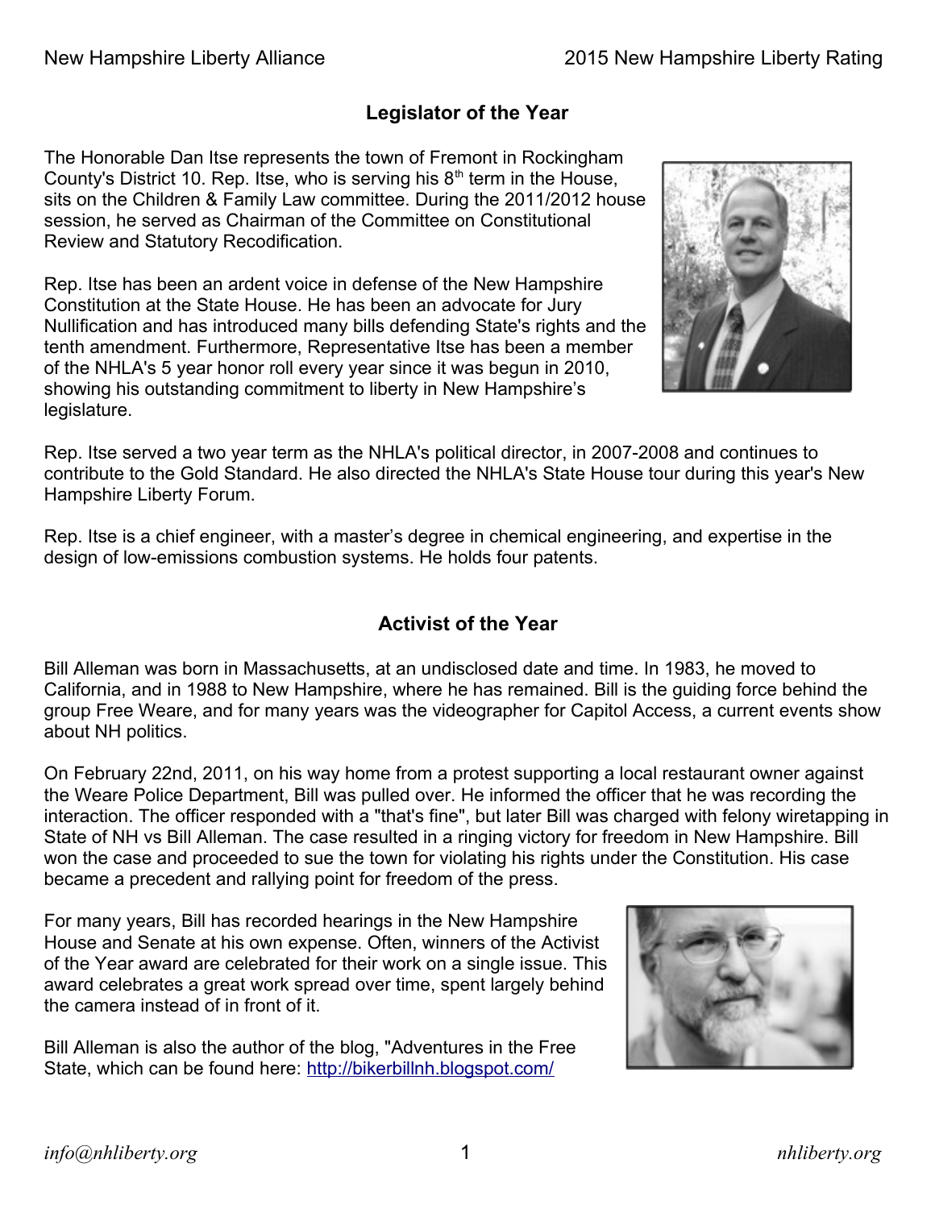## Legislator of the Year

The Honorable Dan Itse represents the town of Fremont in Rockingham County's District 10. Rep. Itse, who is serving his 8th term in the House, sits on the Children & Family Law committee. During the 2011/2012 house session, he served as Chairman of the Committee on Constitutional Review and Statutory Recodification.

Rep. Itse has been an ardent voice in defense of the New Hampshire Constitution at the State House. He has been an advocate for Jury Nullification and has introduced many bills defending State's rights and the tenth amendment. Furthermore, Representative Itse has been a member of the NHLA's 5 year honor roll every year since it was begun in 2010, showing his outstanding commitment to liberty in New Hampshire's legislature.

Rep. Itse served a two year term as the NHLA's political director, in 2007-2008 and continues to contribute to the Gold Standard. He also directed the NHLA's State House tour during this year's New Hampshire Liberty Forum.

Rep. Itse is a chief engineer, with a master's degree in chemical engineering, and expertise in the design of low-emissions combustion systems. He holds four patents.

## Activist of the Year

Bill Alleman was born in Massachusetts, at an undisclosed date and time. In 1983, he moved to California, and in 1988 to New Hampshire, where he has remained. Bill is the guiding force behind the group Free Weare, and for many years was the videographer for Capitol Access, a current events show about NH politics.

On February 22nd, 2011, on his way home from a protest supporting a local restaurant owner against the Weare Police Department, Bill was pulled over. He informed the officer that he was recording the interaction. The officer responded with a "that's fine", but later Bill was charged with felony wiretapping in State of NH vs Bill Alleman. The case resulted in a ringing victory for freedom in New Hampshire. Bill won the case and proceeded to sue the town for violating his rights under the Constitution. His case became a precedent and rallying point for freedom of the press.

For many years, Bill has recorded hearings in the New Hampshire House and Senate at his own expense. Often, winners of the Activist of the Year award are celebrated for their work on a single issue. This award celebrates a great work spread over time, spent largely behind the camera instead of in front of it.

Bill Alleman is also the author of the blog, "Adventures in the Free State, which can be found here: http://bikerbillnh.blogspot.com/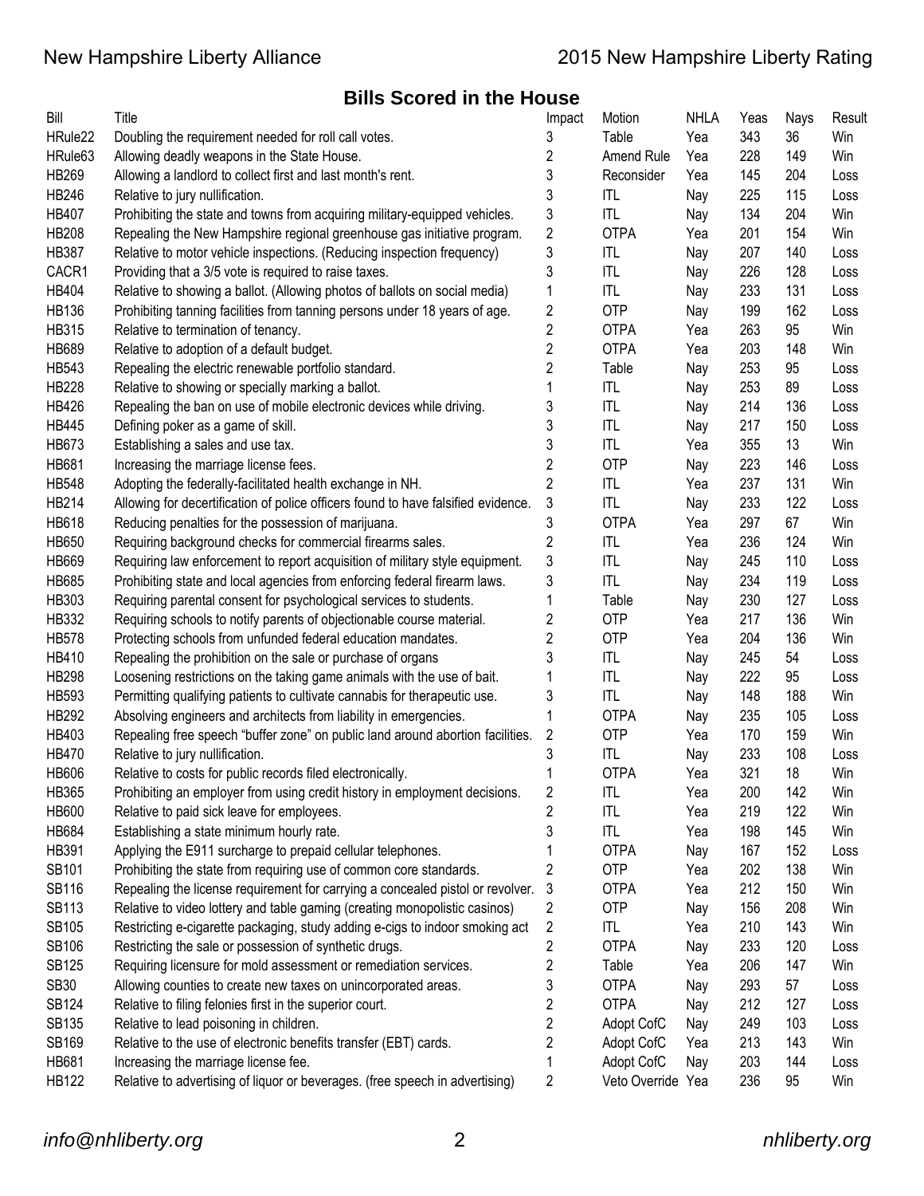## Bills Scored in the House

| Bill | Title | Impact | Motion | NHLA | Yeas | Nays | Result |
|---|---|---|---|---|---|---|---|
| HRule22 | Doubling the requirement needed for roll call votes. | 3 | Table | Yea | 343 | 36 | Win |
| HRule63 | Allowing deadly weapons in the State House. | 2 | Amend Rule | Yea | 228 | 149 | Win |
| HB269 | Allowing a landlord to collect first and last month's rent. | 3 | Reconsider | Yea | 145 | 204 | Loss |
| HB246 | Relative to jury nullification. | 3 | ITL | Nay | 225 | 115 | Loss |
| HB407 | Prohibiting the state and towns from acquiring military-equipped vehicles. | 3 | ITL | Nay | 134 | 204 | Win |
| HB208 | Repealing the New Hampshire regional greenhouse gas initiative program. | 2 | OTPA | Yea | 201 | 154 | Win |
| HB387 | Relative to motor vehicle inspections. (Reducing inspection frequency) | 3 | ITL | Nay | 207 | 140 | Loss |
| CACR1 | Providing that a 3/5 vote is required to raise taxes. | 3 | ITL | Nay | 226 | 128 | Loss |
| HB404 | Relative to showing a ballot. (Allowing photos of ballots on social media) | 1 | ITL | Nay | 233 | 131 | Loss |
| HB136 | Prohibiting tanning facilities from tanning persons under 18 years of age. | 2 | OTP | Nay | 199 | 162 | Loss |
| HB315 | Relative to termination of tenancy. | 2 | OTPA | Yea | 263 | 95 | Win |
| HB689 | Relative to adoption of a default budget. | 2 | OTPA | Yea | 203 | 148 | Win |
| HB543 | Repealing the electric renewable portfolio standard. | 2 | Table | Nay | 253 | 95 | Loss |
| HB228 | Relative to showing or specially marking a ballot. | 1 | ITL | Nay | 253 | 89 | Loss |
| HB426 | Repealing the ban on use of mobile electronic devices while driving. | 3 | ITL | Nay | 214 | 136 | Loss |
| HB445 | Defining poker as a game of skill. | 3 | ITL | Nay | 217 | 150 | Loss |
| HB673 | Establishing a sales and use tax. | 3 | ITL | Yea | 355 | 13 | Win |
| HB681 | Increasing the marriage license fees. | 2 | OTP | Nay | 223 | 146 | Loss |
| HB548 | Adopting the federally-facilitated health exchange in NH. | 2 | ITL | Yea | 237 | 131 | Win |
| HB214 | Allowing for decertification of police officers found to have falsified evidence. | 3 | ITL | Nay | 233 | 122 | Loss |
| HB618 | Reducing penalties for the possession of marijuana. | 3 | OTPA | Yea | 297 | 67 | Win |
| HB650 | Requiring background checks for commercial firearms sales. | 2 | ITL | Yea | 236 | 124 | Win |
| HB669 | Requiring law enforcement to report acquisition of military style equipment. | 3 | ITL | Nay | 245 | 110 | Loss |
| HB685 | Prohibiting state and local agencies from enforcing federal firearm laws. | 3 | ITL | Nay | 234 | 119 | Loss |
| HB303 | Requiring parental consent for psychological services to students. | 1 | Table | Nay | 230 | 127 | Loss |
| HB332 | Requiring schools to notify parents of objectionable course material. | 2 | OTP | Yea | 217 | 136 | Win |
| HB578 | Protecting schools from unfunded federal education mandates. | 2 | OTP | Yea | 204 | 136 | Win |
| HB410 | Repealing the prohibition on the sale or purchase of organs | 3 | ITL | Nay | 245 | 54 | Loss |
| HB298 | Loosening restrictions on the taking game animals with the use of bait. | 1 | ITL | Nay | 222 | 95 | Loss |
| HB593 | Permitting qualifying patients to cultivate cannabis for therapeutic use. | 3 | ITL | Nay | 148 | 188 | Win |
| HB292 | Absolving engineers and architects from liability in emergencies. | 1 | OTPA | Nay | 235 | 105 | Loss |
| HB403 | Repealing free speech "buffer zone" on public land around abortion facilities. | 2 | OTP | Yea | 170 | 159 | Win |
| HB470 | Relative to jury nullification. | 3 | ITL | Nay | 233 | 108 | Loss |
| HB606 | Relative to costs for public records filed electronically. | 1 | OTPA | Yea | 321 | 18 | Win |
| HB365 | Prohibiting an employer from using credit history in employment decisions. | 2 | ITL | Yea | 200 | 142 | Win |
| HB600 | Relative to paid sick leave for employees. | 2 | ITL | Yea | 219 | 122 | Win |
| HB684 | Establishing a state minimum hourly rate. | 3 | ITL | Yea | 198 | 145 | Win |
| HB391 | Applying the E911 surcharge to prepaid cellular telephones. | 1 | OTPA | Nay | 167 | 152 | Loss |
| SB101 | Prohibiting the state from requiring use of common core standards. | 2 | OTP | Yea | 202 | 138 | Win |
| SB116 | Repealing the license requirement for carrying a concealed pistol or revolver. | 3 | OTPA | Yea | 212 | 150 | Win |
| SB113 | Relative to video lottery and table gaming (creating monopolistic casinos) | 2 | OTP | Nay | 156 | 208 | Win |
| SB105 | Restricting e-cigarette packaging, study adding e-cigs to indoor smoking act | 2 | ITL | Yea | 210 | 143 | Win |
| SB106 | Restricting the sale or possession of synthetic drugs. | 2 | OTPA | Nay | 233 | 120 | Loss |
| SB125 | Requiring licensure for mold assessment or remediation services. | 2 | Table | Yea | 206 | 147 | Win |
| SB30 | Allowing counties to create new taxes on unincorporated areas. | 3 | OTPA | Nay | 293 | 57 | Loss |
| SB124 | Relative to filing felonies first in the superior court. | 2 | OTPA | Nay | 212 | 127 | Loss |
| SB135 | Relative to lead poisoning in children. | 2 | Adopt CofC | Nay | 249 | 103 | Loss |
| SB169 | Relative to the use of electronic benefits transfer (EBT) cards. | 2 | Adopt CofC | Yea | 213 | 143 | Win |
| HB681 | Increasing the marriage license fee. | 1 | Adopt CofC | Nay | 203 | 144 | Loss |
| HB122 | Relative to advertising of liquor or beverages. (free speech in advertising) | 2 | Veto Override | Yea | 236 | 95 | Win |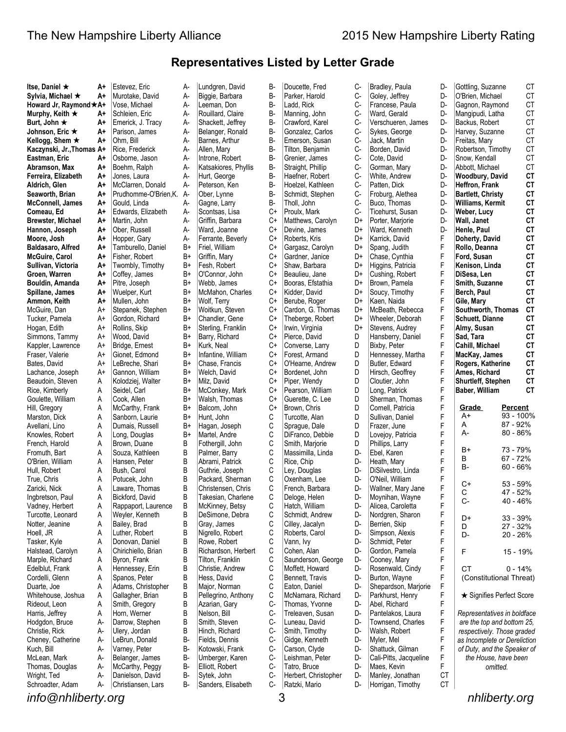# Representatives Listed by Letter Grade

| Name | Grade | Name | Grade | Name | Grade | Name | Grade | Name | Grade | Name | Grade |
|---|---|---|---|---|---|---|---|---|---|---|---|
| **Itse, Daniel ★** | **A+** | Estevez, Eric | A- | Lundgren, David | B- | Doucette, Fred | C- | Bradley, Paula | D- | Gottling, Suzanne | CT |
| **Sylvia, Michael ★** | **A+** | Murotake, David | A- | Biggie, Barbara | B- | Parker, Harold | C- | Goley, Jeffrey | D- | O'Brien, Michael | CT |
| **Howard Jr, Raymond★** | **A+** | Vose, Michael | A- | Leeman, Don | B- | Ladd, Rick | C- | Francese, Paula | D- | Gagnon, Raymond | CT |
| **Murphy, Keith ★** | **A+** | Schleien, Eric | A- | Rouillard, Claire | B- | Manning, John | C- | Ward, Gerald | D- | Mangipudi, Latha | CT |
| **Burt, John ★** | **A+** | Emerick, J. Tracy | A- | Shackett, Jeffrey | B- | Crawford, Karel | C- | Verschueren, James | D- | Backus, Robert | CT |
| **Johnson, Eric ★** | **A+** | Parison, James | A- | Belanger, Ronald | B- | Gonzalez, Carlos | C- | Sykes, George | D- | Harvey, Suzanne | CT |
| **Kellogg, Shem ★** | **A+** | Ohm, Bill | A- | Barnes, Arthur | B- | Emerson, Susan | C- | Jack, Martin | D- | Freitas, Mary | CT |
| **Kaczynski, Jr.,Thomas** | **A+** | Rice, Frederick | A- | Allen, Mary | B- | Tilton, Benjamin | C- | Borden, David | D- | Robertson, Timothy | CT |
| **Eastman, Eric** | **A+** | Osborne, Jason | A- | Introne, Robert | B- | Grenier, James | C- | Cote, David | D- | Snow, Kendall | CT |
| **Abramson, Max** | **A+** | Boehm, Ralph | A- | Katsakiores, Phyllis | B- | Straight, Phillip | C- | Gorman, Mary | D- | Abbott, Michael | CT |
| **Ferreira, Elizabeth** | **A+** | Jones, Laura | A- | Hurt, George | B- | Haefner, Robert | C- | White, Andrew | D- | **Woodbury, David** | **CT** |
| **Aldrich, Glen** | **A+** | McClarren, Donald | A- | Peterson, Ken | B- | Hoelzel, Kathleen | C- | Patten, Dick | D- | **Heffron, Frank** | **CT** |
| **Seaworth, Brian** | **A+** | Prudhomme-O'Brien,K. | A- | Ober, Lynne | B- | Schmidt, Stephen | C- | Froburg, Alethea | D- | **Bartlett, Christy** | **CT** |
| **McConnell, James** | **A+** | Gould, Linda | A- | Gagne, Larry | B- | Tholl, John | C- | Buco, Thomas | D- | **Williams, Kermit** | **CT** |
| **Comeau, Ed** | **A+** | Edwards, Elizabeth | A- | Scontsas, Lisa | C+ | Proulx, Mark | C- | Ticehurst, Susan | D- | **Weber, Lucy** | **CT** |
| **Brewster, Michael** | **A+** | Martin, John | A- | Griffin, Barbara | C+ | Matthews, Carolyn | D+ | Porter, Marjorie | D- | **Wall, Janet** | **CT** |
| **Hannon, Joseph** | **A+** | Ober, Russell | A- | Ward, Joanne | C+ | Devine, James | D+ | Ward, Kenneth | D- | **Henle, Paul** | **CT** |
| **Moore, Josh** | **A+** | Hopper, Gary | A- | Ferrante, Beverly | C+ | Roberts, Kris | D+ | Karrick, David | F | **Doherty, David** | **CT** |
| **Baldasaro, Alfred** | **A+** | Tamburello, Daniel | B+ | Friel, William | C+ | Gargasz, Carolyn | D+ | Spang, Judith | F | **Rollo, Deanna** | **CT** |
| **McGuire, Carol** | **A+** | Fisher, Robert | B+ | Griffin, Mary | C+ | Gardner, Janice | D+ | Chase, Cynthia | F | **Ford, Susan** | **CT** |
| **Sullivan, Victoria** | **A+** | Twombly, Timothy | B+ | Fesh, Robert | C+ | Shaw, Barbara | D+ | Higgins, Patricia | F | **Kenison, Linda** | **CT** |
| **Groen, Warren** | **A+** | Coffey, James | B+ | O'Connor, John | C+ | Beaulieu, Jane | D+ | Cushing, Robert | F | **DiSesa, Len** | **CT** |
| **Bouldin, Amanda** | **A+** | Pitre, Joseph | B+ | Webb, James | C+ | Booras, Efstathia | D+ | Brown, Pamela | F | **Smith, Suzanne** | **CT** |
| **Spillane, James** | **A+** | Wuelper, Kurt | B+ | McMahon, Charles | C+ | Kidder, David | D+ | Soucy, Timothy | F | **Berch, Paul** | **CT** |
| **Ammon, Keith** | **A+** | Mullen, John | B+ | Wolf, Terry | C+ | Berube, Roger | D+ | Kaen, Naida | F | **Gile, Mary** | **CT** |
| McGuire, Dan | A+ | Stepanek, Stephen | B+ | Woitkun, Steven | C+ | Cardon, G. Thomas | D+ | McBeath, Rebecca | F | **Southworth, Thomas** | **CT** |
| Tucker, Pamela | A+ | Gordon, Richard | B+ | Chandler, Gene | C+ | Theberge, Robert | D+ | Wheeler, Deborah | F | **Schuett, Dianne** | **CT** |
| Hogan, Edith | A+ | Rollins, Skip | B+ | Sterling, Franklin | C+ | Irwin, Virginia | D+ | Stevens, Audrey | F | **Almy, Susan** | **CT** |
| Simmons, Tammy | A+ | Wood, David | B+ | Barry, Richard | C+ | Pierce, David | D | Hansberry, Daniel | F | **Sad, Tara** | **CT** |
| Kappler, Lawrence | A+ | Bridge, Ernest | B+ | Kurk, Neal | C+ | Converse, Larry | D | Bixby, Peter | F | **Cahill, Michael** | **CT** |
| Fraser, Valerie | A+ | Gionet, Edmond | B+ | Infantine, William | C+ | Forest, Armand | D | Hennessey, Martha | F | **MacKay, James** | **CT** |
| Bates, David | A+ | LeBreche, Shari | B+ | Chase, Francis | C+ | O'Hearne, Andrew | D | Butler, Edward | F | **Rogers, Katherine** | **CT** |
| Lachance, Joseph | A+ | Gannon, William | B+ | Welch, David | C+ | Bordenet, John | D | Hirsch, Geoffrey | F | **Ames, Richard** | **CT** |
| Beaudoin, Steven | A | Kolodziej, Walter | B+ | Milz, David | C+ | Piper, Wendy | D | Cloutier, John | F | **Shurtleff, Stephen** | **CT** |
| Rice, Kimberly | A | Seidel, Carl | B+ | McConkey, Mark | C+ | Pearson, William | D | Long, Patrick | F | **Baber, William** | **CT** |
| Goulette, William | A | Cook, Allen | B+ | Walsh, Thomas | C+ | Guerette, C. Lee | D | Sherman, Thomas | F | | |
| Hill, Gregory | A | McCarthy, Frank | B+ | Balcom, John | C+ | Brown, Chris | D | Cornell, Patricia | F | | |
| Marston, Dick | A | Sanborn, Laurie | B+ | Hunt, John | C | Turcotte, Alan | D | Sullivan, Daniel | F | | |
| Avellani, Lino | A | Dumais, Russell | B+ | Hagan, Joseph | C | Sprague, Dale | D | Frazer, June | F | | |
| Knowles, Robert | A | Long, Douglas | B+ | Martel, Andre | C | DiFranco, Debbie | D | Lovejoy, Patricia | F | | |
| French, Harold | A | Brown, Duane | B | Fothergill, John | C | Smith, Marjorie | D | Phillips, Larry | F | | |
| Fromuth, Bart | A | Souza, Kathleen | B | Palmer, Barry | C | Massimilla, Linda | D- | Ebel, Karen | F | | |
| O'Brien, William | A | Hansen, Peter | B | Abrami, Patrick | C | Rice, Chip | D- | Heath, Mary | F | | |
| Hull, Robert | A | Bush, Carol | B | Guthrie, Joseph | C | Ley, Douglas | D- | DiSilvestro, Linda | F | | |
| True, Chris | A | Potucek, John | B | Packard, Sherman | C | Oxenham, Lee | D- | O'Neil, William | F | | |
| Zaricki, Nick | A | Laware, Thomas | B | Christensen, Chris | C | French, Barbara | D- | Wallner, Mary Jane | F | | |
| Ingbretson, Paul | A | Bickford, David | B | Takesian, Charlene | C | Deloge, Helen | D- | Moynihan, Wayne | F | | |
| Vadney, Herbert | A | Rappaport, Laurence | B | McKinney, Betsy | C | Hatch, William | D- | Alicea, Caroletta | F | | |
| Turcotte, Leonard | A | Weyler, Kenneth | B | DeSimone, Debra | C | Schmidt, Andrew | D- | Nordgren, Sharon | F | | |
| Notter, Jeanine | A | Bailey, Brad | B | Gray, James | C | Cilley, Jacalyn | D- | Berrien, Skip | F | | |
| Hoell, JR | A | Luther, Robert | B | Nigrello, Robert | C | Roberts, Carol | D- | Simpson, Alexis | F | | |
| Tasker, Kyle | A | Donovan, Daniel | B | Rowe, Robert | C | Vann, Ivy | D- | Schmidt, Peter | F | | |
| Halstead, Carolyn | A | Chirichiello, Brian | B | Richardson, Herbert | C | Cohen, Alan | D- | Gordon, Pamela | F | | |
| Marple, Richard | A | Byron, Frank | B | Tilton, Franklin | C | Saunderson, George | D- | Cooney, Mary | F | | |
| Edelblut, Frank | A | Hennessey, Erin | B | Christie, Andrew | C | Moffett, Howard | D- | Rosenwald, Cindy | F | | |
| Cordelli, Glenn | A | Spanos, Peter | B | Hess, David | C | Bennett, Travis | D- | Burton, Wayne | F | | |
| Duarte, Joe | A | Adams, Christopher | B | Major, Norman | C | Eaton, Daniel | D- | Shepardson, Marjorie | F | | |
| Whitehouse, Joshua | A | Gallagher, Brian | B | Pellegrino, Anthony | C | McNamara, Richard | D- | Parkhurst, Henry | F | | |
| Rideout, Leon | A | Smith, Gregory | B | Azarian, Gary | C- | Thomas, Yvonne | D- | Abel, Richard | F | | |
| Harris, Jeffrey | A | Horn, Werner | B | Nelson, Bill | C- | Treleaven, Susan | D- | Pantelakos, Laura | F | | |
| Hodgdon, Bruce | A- | Darrow, Stephen | B | Smith, Steven | C- | Luneau, David | D- | Townsend, Charles | F | | |
| Christie, Rick | A- | Ulery, Jordan | B | Hinch, Richard | C- | Smith, Timothy | D- | Walsh, Robert | F | | |
| Cheney, Catherine | A- | LeBrun, Donald | B- | Fields, Dennis | C- | Gidge, Kenneth | D- | Myler, Mel | F | | |
| Kuch, Bill | A- | Varney, Peter | B- | Kotowski, Frank | C- | Carson, Clyde | D- | Shattuck, Gilman | F | | |
| McLean, Mark | A- | Belanger, James | B- | Umberger, Karen | C- | Leishman, Peter | D- | Cali-Pitts, Jacqueline | F | | |
| Thomas, Douglas | A- | McCarthy, Peggy | B- | Elliott, Robert | C- | Tatro, Bruce | D- | Maes, Kevin | F | | |
| Wright, Ted | A- | Danielson, David | B- | Sytek, John | C- | Herbert, Christopher | D- | Manley, Jonathan | CT | | |
| Schroadter, Adam | A- | Christiansen, Lars | B- | Sanders, Elisabeth | C- | Ratzki, Mario | D- | Horrigan, Timothy | CT | | |

| Grade | Percent |
|---|---|
| A+ | 93 - 100% |
| A | 87 - 92% |
| A- | 80 - 86% |
| B+ | 73 - 79% |
| B | 67 - 72% |
| B- | 60 - 66% |
| C+ | 53 - 59% |
| C | 47 - 52% |
| C- | 40 - 46% |
| D+ | 33 - 39% |
| D | 27 - 32% |
| D- | 20 - 26% |
| F | 15 - 19% |
| CT (Constitutional Threat) | 0 - 14% |

★ Signifies Perfect Score

*Representatives in boldface are the top and bottom 25, respectively. Those graded as Incomplete or Dereliction of Duty, and the Speaker of the House, have been omitted.*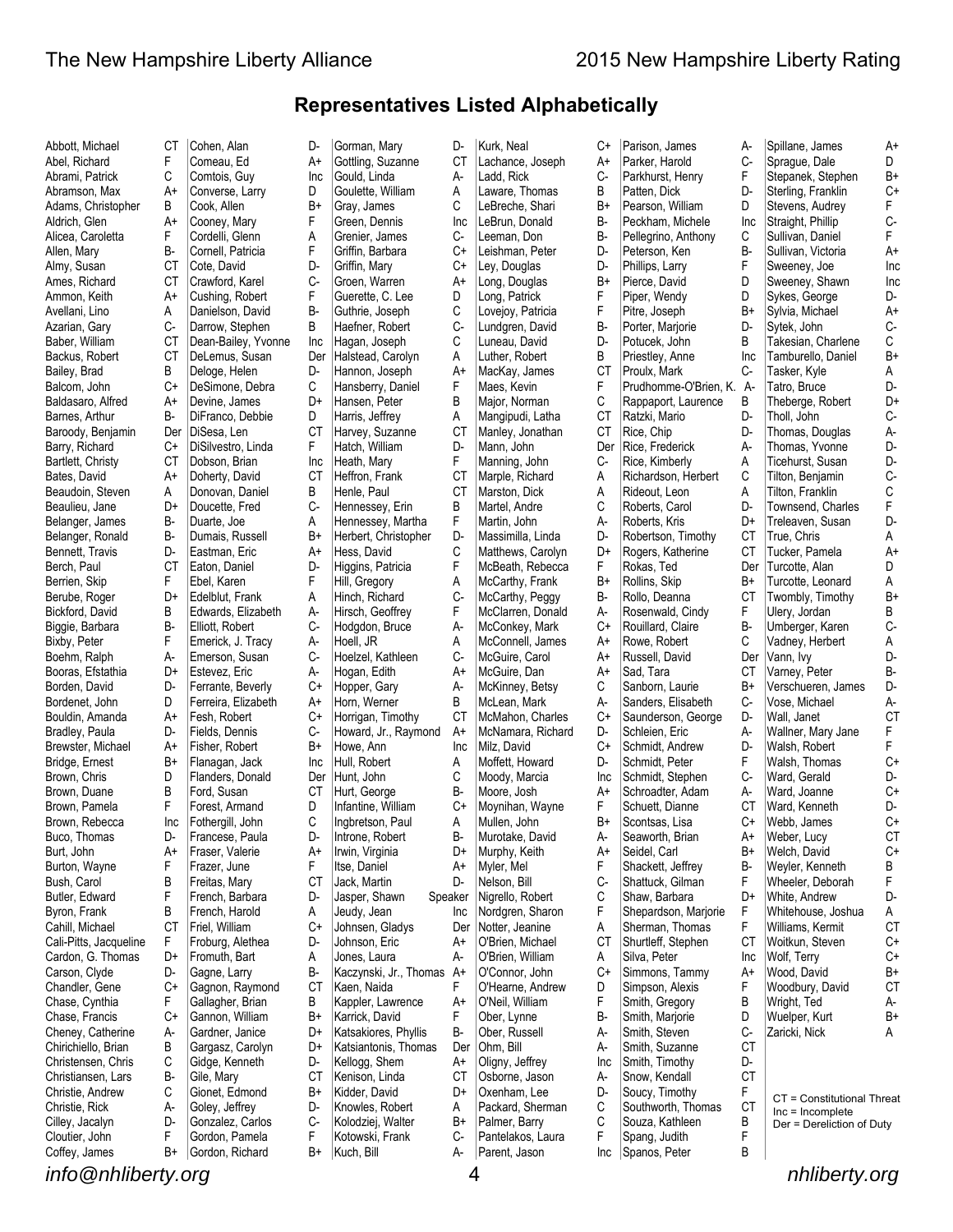## Representatives Listed Alphabetically

| Name | Rating |
|---|---|
| Abbott, Michael | CT |
| Abel, Richard | F |
| Abrami, Patrick | C |
| Abramson, Max | A+ |
| Adams, Christopher | B |
| Aldrich, Glen | A+ |
| Alicea, Caroletta | F |
| Allen, Mary | B- |
| Almy, Susan | CT |
| Ames, Richard | CT |
| Ammon, Keith | A+ |
| Avellani, Lino | A |
| Azarian, Gary | C- |
| Baber, William | CT |
| Backus, Robert | CT |
| Bailey, Brad | B |
| Balcom, John | C+ |
| Baldasaro, Alfred | A+ |
| Barnes, Arthur | B- |
| Baroody, Benjamin | Der |
| Barry, Richard | C+ |
| Bartlett, Christy | CT |
| Bates, David | A+ |
| Beaudoin, Steven | A |
| Beaulieu, Jane | D+ |
| Belanger, James | B- |
| Belanger, Ronald | B- |
| Bennett, Travis | D- |
| Berch, Paul | CT |
| Berrien, Skip | F |
| Berube, Roger | D+ |
| Bickford, David | B |
| Biggie, Barbara | B- |
| Bixby, Peter | F |
| Boehm, Ralph | A- |
| Booras, Efstathia | D+ |
| Borden, David | D- |
| Bordenet, John | D |
| Bouldin, Amanda | A+ |
| Bradley, Paula | D- |
| Brewster, Michael | A+ |
| Bridge, Ernest | B+ |
| Brown, Chris | D |
| Brown, Duane | B |
| Brown, Pamela | F |
| Brown, Rebecca | Inc |
| Buco, Thomas | D- |
| Burt, John | A+ |
| Burton, Wayne | F |
| Bush, Carol | B |
| Butler, Edward | F |
| Byron, Frank | B |
| Cahill, Michael | CT |
| Cali-Pitts, Jacqueline | F |
| Cardon, G. Thomas | D+ |
| Carson, Clyde | D- |
| Chandler, Gene | C+ |
| Chase, Cynthia | F |
| Chase, Francis | C+ |
| Cheney, Catherine | A- |
| Chirichiello, Brian | B |
| Christensen, Chris | C |
| Christiansen, Lars | B- |
| Christie, Andrew | C |
| Christie, Rick | A- |
| Cilley, Jacalyn | D- |
| Cloutier, John | F |
| Coffey, James | B+ |
| Cohen, Alan | D- |
| Comeau, Ed | A+ |
| Comtois, Guy | Inc |
| Converse, Larry | D |
| Cook, Allen | B+ |
| Cooney, Mary | F |
| Cordelli, Glenn | A |
| Cornell, Patricia | F |
| Cote, David | D- |
| Crawford, Karel | C- |
| Cushing, Robert | F |
| Danielson, David | B- |
| Darrow, Stephen | B |
| Dean-Bailey, Yvonne | Inc |
| DeLemus, Susan | Der |
| Deloge, Helen | D- |
| DeSimone, Debra | C |
| Devine, James | D+ |
| DiFranco, Debbie | D |
| DiSesa, Len | CT |
| DiSilvestro, Linda | F |
| Dobson, Brian | Inc |
| Doherty, David | CT |
| Donovan, Daniel | B |
| Doucette, Fred | C- |
| Duarte, Joe | A |
| Dumais, Russell | B+ |
| Eastman, Eric | A+ |
| Eaton, Daniel | D- |
| Ebel, Karen | F |
| Edelblut, Frank | A |
| Edwards, Elizabeth | A- |
| Elliott, Robert | C- |
| Emerick, J. Tracy | A- |
| Emerson, Susan | C- |
| Estevez, Eric | A- |
| Ferrante, Beverly | C+ |
| Ferreira, Elizabeth | A+ |
| Fesh, Robert | C+ |
| Fields, Dennis | C- |
| Fisher, Robert | B+ |
| Flanagan, Jack | Inc |
| Flanders, Donald | Der |
| Ford, Susan | CT |
| Forest, Armand | D |
| Fothergill, John | C |
| Francese, Paula | D- |
| Fraser, Valerie | A+ |
| Frazer, June | F |
| Freitas, Mary | CT |
| French, Barbara | D- |
| French, Harold | A |
| Friel, William | C+ |
| Froburg, Alethea | D- |
| Fromuth, Bart | A |
| Gagne, Larry | B- |
| Gagnon, Raymond | CT |
| Gallagher, Brian | B |
| Gannon, William | B+ |
| Gardner, Janice | D+ |
| Gargasz, Carolyn | D+ |
| Gidge, Kenneth | D- |
| Gile, Mary | CT |
| Gionet, Edmond | B+ |
| Goley, Jeffrey | D- |
| Gonzalez, Carlos | C- |
| Gordon, Pamela | F |
| Gordon, Richard | B+ |
| Gorman, Mary | D- |
| Gottling, Suzanne | CT |
| Gould, Linda | A- |
| Goulette, William | A |
| Gray, James | C |
| Green, Dennis | Inc |
| Grenier, James | C- |
| Griffin, Barbara | C+ |
| Griffin, Mary | C+ |
| Groen, Warren | A+ |
| Guerette, C. Lee | D |
| Guthrie, Joseph | C |
| Haefner, Robert | C- |
| Hagan, Joseph | C |
| Halstead, Carolyn | A |
| Hannon, Joseph | A+ |
| Hansberry, Daniel | F |
| Hansen, Peter | B |
| Harris, Jeffrey | A |
| Harvey, Suzanne | CT |
| Hatch, William | D- |
| Heath, Mary | F |
| Heffron, Frank | CT |
| Henle, Paul | CT |
| Hennessey, Erin | B |
| Hennessey, Martha | F |
| Herbert, Christopher | D- |
| Hess, David | C |
| Higgins, Patricia | F |
| Hill, Gregory | A |
| Hinch, Richard | C- |
| Hirsch, Geoffrey | F |
| Hodgdon, Bruce | A- |
| Hoell, JR | A |
| Hoelzel, Kathleen | C- |
| Hogan, Edith | A+ |
| Hopper, Gary | A- |
| Horn, Werner | B |
| Horrigan, Timothy | CT |
| Howard, Jr., Raymond | A+ |
| Howe, Ann | Inc |
| Hull, Robert | A |
| Hunt, John | C |
| Hurt, George | B- |
| Infantine, William | C+ |
| Ingbretson, Paul | A |
| Introne, Robert | B- |
| Irwin, Virginia | D+ |
| Itse, Daniel | A+ |
| Jack, Martin | D- |
| Jasper, Shawn | Speaker |
| Jeudy, Jean | Inc |
| Johnsen, Gladys | Der |
| Johnson, Eric | A+ |
| Jones, Laura | A- |
| Kaczynski, Jr., Thomas | A+ |
| Kaen, Naida | F |
| Kappler, Lawrence | A+ |
| Karrick, David | F |
| Katsakiores, Phyllis | B- |
| Katsiantonis, Thomas | Der |
| Kellogg, Shem | A+ |
| Kenison, Linda | CT |
| Kidder, David | D+ |
| Knowles, Robert | A |
| Kolodziej, Walter | B+ |
| Kotowski, Frank | C- |
| Kuch, Bill | A- |
| Kurk, Neal | C+ |
| Lachance, Joseph | A+ |
| Ladd, Rick | C- |
| Laware, Thomas | B |
| LeBreche, Shari | B+ |
| LeBrun, Donald | B- |
| Leeman, Don | B- |
| Leishman, Peter | D- |
| Ley, Douglas | D- |
| Long, Douglas | B+ |
| Long, Patrick | F |
| Lovejoy, Patricia | F |
| Lundgren, David | B- |
| Luneau, David | D- |
| Luther, Robert | B |
| MacKay, James | CT |
| Maes, Kevin | F |
| Major, Norman | C |
| Mangipudi, Latha | CT |
| Manley, Jonathan | CT |
| Mann, John | Der |
| Manning, John | C- |
| Marple, Richard | A |
| Marston, Dick | A |
| Martel, Andre | C |
| Martin, John | A- |
| Massimilla, Linda | D- |
| Matthews, Carolyn | D+ |
| McBeath, Rebecca | F |
| McCarthy, Frank | B+ |
| McCarthy, Peggy | B- |
| McClarren, Donald | A- |
| McConkey, Mark | C+ |
| McConnell, James | A+ |
| McGuire, Carol | A+ |
| McGuire, Dan | A+ |
| McKinney, Betsy | C |
| McLean, Mark | A- |
| McMahon, Charles | C+ |
| McNamara, Richard | D- |
| Milz, David | C+ |
| Moffett, Howard | D- |
| Moody, Marcia | Inc |
| Moore, Josh | A+ |
| Moynihan, Wayne | F |
| Mullen, John | B+ |
| Murotake, David | A- |
| Murphy, Keith | A+ |
| Myler, Mel | F |
| Nelson, Bill | C- |
| Nigrello, Robert | C |
| Nordgren, Sharon | F |
| Notter, Jeanine | A |
| O'Brien, Michael | CT |
| O'Brien, William | A |
| O'Connor, John | C+ |
| O'Hearne, Andrew | D |
| O'Neil, William | F |
| Ober, Lynne | B- |
| Ober, Russell | A- |
| Ohm, Bill | A- |
| Oligny, Jeffrey | Inc |
| Osborne, Jason | A- |
| Oxenham, Lee | D- |
| Packard, Sherman | C |
| Palmer, Barry | C |
| Pantelakos, Laura | F |
| Parent, Jason | Inc |
| Parison, James | A- |
| Parker, Harold | C- |
| Parkhurst, Henry | F |
| Patten, Dick | D- |
| Pearson, William | D |
| Peckham, Michele | Inc |
| Pellegrino, Anthony | C |
| Peterson, Ken | B- |
| Phillips, Larry | F |
| Pierce, David | D |
| Piper, Wendy | D |
| Pitre, Joseph | B+ |
| Porter, Marjorie | D- |
| Potucek, John | B |
| Priestley, Anne | Inc |
| Proulx, Mark | C- |
| Prudhomme-O'Brien, K. | A- |
| Rappaport, Laurence | B |
| Ratzki, Mario | D- |
| Rice, Chip | D- |
| Rice, Frederick | A- |
| Rice, Kimberly | A |
| Richardson, Herbert | C |
| Rideout, Leon | A |
| Roberts, Carol | D- |
| Roberts, Kris | D+ |
| Robertson, Timothy | CT |
| Rogers, Katherine | CT |
| Rokas, Ted | Der |
| Rollins, Skip | B+ |
| Rollo, Deanna | CT |
| Rosenwald, Cindy | F |
| Rouillard, Claire | B- |
| Rowe, Robert | C |
| Russell, David | Der |
| Sad, Tara | CT |
| Sanborn, Laurie | B+ |
| Sanders, Elisabeth | C- |
| Saunderson, George | D- |
| Schleien, Eric | A- |
| Schmidt, Andrew | D- |
| Schmidt, Peter | F |
| Schmidt, Stephen | C- |
| Schroadter, Adam | A- |
| Schuett, Dianne | CT |
| Scontsas, Lisa | C+ |
| Seaworth, Brian | A+ |
| Seidel, Carl | B+ |
| Shackett, Jeffrey | B- |
| Shattuck, Gilman | F |
| Shaw, Barbara | D+ |
| Shepardson, Marjorie | F |
| Sherman, Thomas | F |
| Shurtleff, Stephen | CT |
| Silva, Peter | Inc |
| Simmons, Tammy | A+ |
| Simpson, Alexis | F |
| Smith, Gregory | B |
| Smith, Marjorie | D |
| Smith, Steven | C- |
| Smith, Suzanne | CT |
| Smith, Timothy | D- |
| Snow, Kendall | CT |
| Soucy, Timothy | F |
| Southworth, Thomas | CT |
| Souza, Kathleen | B |
| Spang, Judith | F |
| Spanos, Peter | B |
| Spillane, James | A+ |
| Sprague, Dale | D |
| Stepanek, Stephen | B+ |
| Sterling, Franklin | C+ |
| Stevens, Audrey | F |
| Straight, Phillip | C- |
| Sullivan, Daniel | F |
| Sullivan, Victoria | A+ |
| Sweeney, Joe | Inc |
| Sweeney, Shawn | Inc |
| Sykes, George | D- |
| Sylvia, Michael | A+ |
| Sytek, John | C- |
| Takesian, Charlene | C |
| Tamburello, Daniel | B+ |
| Tasker, Kyle | A |
| Tatro, Bruce | D- |
| Theberge, Robert | D+ |
| Tholl, John | C- |
| Thomas, Douglas | A- |
| Thomas, Yvonne | D- |
| Ticehurst, Susan | D- |
| Tilton, Benjamin | C- |
| Tilton, Franklin | C |
| Townsend, Charles | F |
| Treleaven, Susan | D- |
| True, Chris | A |
| Tucker, Pamela | A+ |
| Turcotte, Alan | D |
| Turcotte, Leonard | A |
| Twombly, Timothy | B+ |
| Ulery, Jordan | B |
| Umberger, Karen | C- |
| Vadney, Herbert | A |
| Vann, Ivy | D- |
| Varney, Peter | B- |
| Verschueren, James | D- |
| Vose, Michael | A- |
| Wall, Janet | CT |
| Wallner, Mary Jane | F |
| Walsh, Robert | F |
| Walsh, Thomas | C+ |
| Ward, Gerald | D- |
| Ward, Joanne | C+ |
| Ward, Kenneth | D- |
| Webb, James | C+ |
| Weber, Lucy | CT |
| Welch, David | C+ |
| Weyler, Kenneth | B |
| Wheeler, Deborah | F |
| White, Andrew | D- |
| Whitehouse, Joshua | A |
| Williams, Kermit | CT |
| Woitkun, Steven | C+ |
| Wolf, Terry | C+ |
| Wood, David | B+ |
| Woodbury, David | CT |
| Wright, Ted | A- |
| Wuelper, Kurt | B+ |
| Zaricki, Nick | A |

CT = Constitutional Threat
Inc = Incomplete
Der = Dereliction of Duty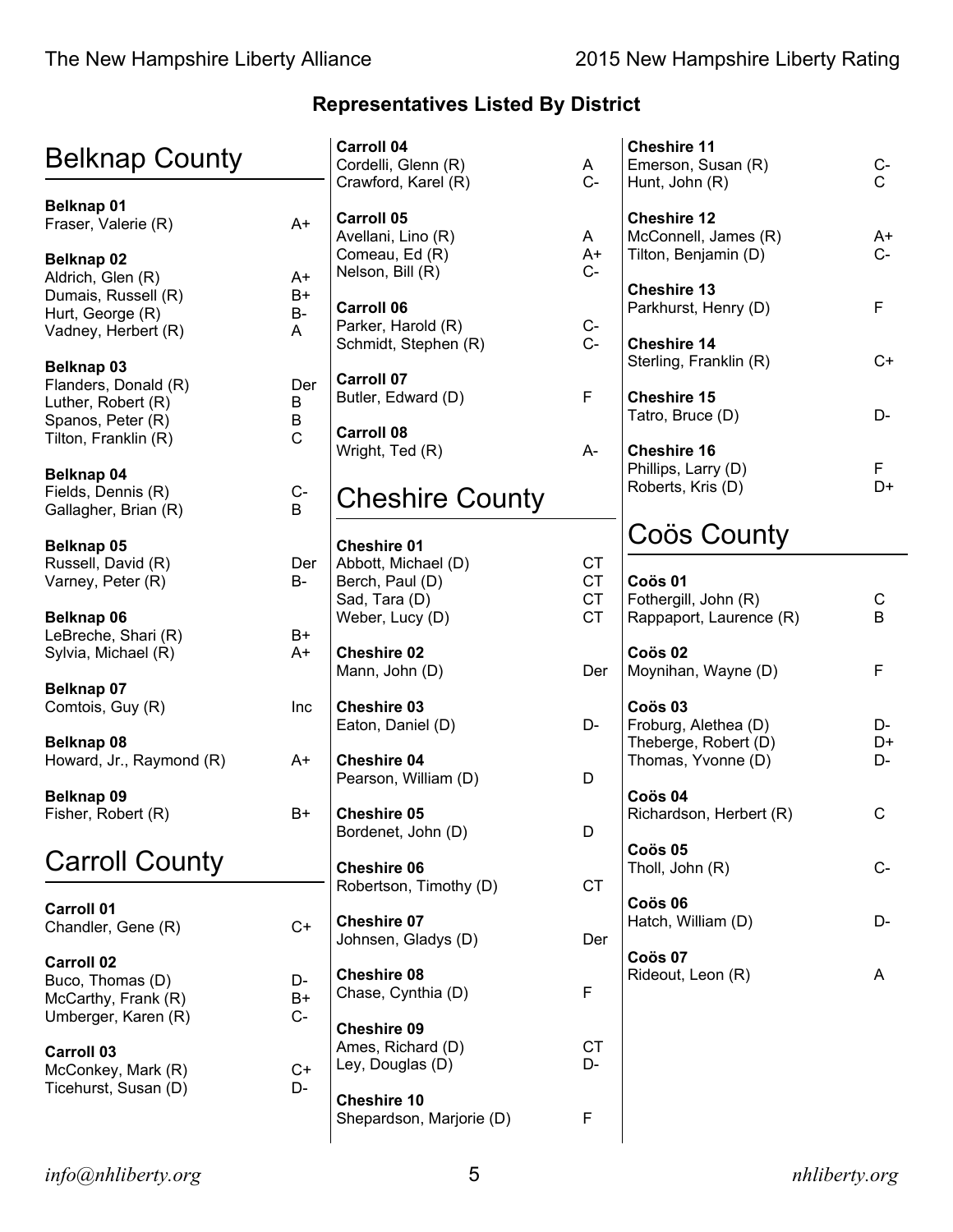## Representatives Listed By District

# Belknap County

**Belknap 01**

| | |
|---|---|
| Fraser, Valerie (R) | A+ |

**Belknap 02**

| | |
|---|---|
| Aldrich, Glen (R) | A+ |
| Dumais, Russell (R) | B+ |
| Hurt, George (R) | B- |
| Vadney, Herbert (R) | A |

**Belknap 03**

| | |
|---|---|
| Flanders, Donald (R) | Der |
| Luther, Robert (R) | B |
| Spanos, Peter (R) | B |
| Tilton, Franklin (R) | C |

**Belknap 04**

| | |
|---|---|
| Fields, Dennis (R) | C- |
| Gallagher, Brian (R) | B |

**Belknap 05**

| | |
|---|---|
| Russell, David (R) | Der |
| Varney, Peter (R) | B- |

**Belknap 06**

| | |
|---|---|
| LeBreche, Shari (R) | B+ |
| Sylvia, Michael (R) | A+ |

**Belknap 07**

| | |
|---|---|
| Comtois, Guy (R) | Inc |

**Belknap 08**

| | |
|---|---|
| Howard, Jr., Raymond (R) | A+ |

**Belknap 09**

| | |
|---|---|
| Fisher, Robert (R) | B+ |

# Carroll County

**Carroll 01**

| | |
|---|---|
| Chandler, Gene (R) | C+ |

**Carroll 02**

| | |
|---|---|
| Buco, Thomas (D) | D- |
| McCarthy, Frank (R) | B+ |
| Umberger, Karen (R) | C- |

**Carroll 03**

| | |
|---|---|
| McConkey, Mark (R) | C+ |
| Ticehurst, Susan (D) | D- |

**Carroll 04**

| | |
|---|---|
| Cordelli, Glenn (R) | A |
| Crawford, Karel (R) | C- |

**Carroll 05**

| | |
|---|---|
| Avellani, Lino (R) | A |
| Comeau, Ed (R) | A+ |
| Nelson, Bill (R) | C- |

**Carroll 06**

| | |
|---|---|
| Parker, Harold (R) | C- |
| Schmidt, Stephen (R) | C- |

**Carroll 07**

| | |
|---|---|
| Butler, Edward (D) | F |

**Carroll 08**

| | |
|---|---|
| Wright, Ted (R) | A- |

# Cheshire County

**Cheshire 01**

| | |
|---|---|
| Abbott, Michael (D) | CT |
| Berch, Paul (D) | CT |
| Sad, Tara (D) | CT |
| Weber, Lucy (D) | CT |

**Cheshire 02**

| | |
|---|---|
| Mann, John (D) | Der |

**Cheshire 03**

| | |
|---|---|
| Eaton, Daniel (D) | D- |

**Cheshire 04**

| | |
|---|---|
| Pearson, William (D) | D |

**Cheshire 05**

| | |
|---|---|
| Bordenet, John (D) | D |

**Cheshire 06**

| | |
|---|---|
| Robertson, Timothy (D) | CT |

**Cheshire 07**

| | |
|---|---|
| Johnsen, Gladys (D) | Der |

**Cheshire 08**

| | |
|---|---|
| Chase, Cynthia (D) | F |

**Cheshire 09**

| | |
|---|---|
| Ames, Richard (D) | CT |
| Ley, Douglas (D) | D- |

**Cheshire 10**

| | |
|---|---|
| Shepardson, Marjorie (D) | F |

**Cheshire 11**

| | |
|---|---|
| Emerson, Susan (R) | C- |
| Hunt, John (R) | C |

**Cheshire 12**

| | |
|---|---|
| McConnell, James (R) | A+ |
| Tilton, Benjamin (D) | C- |

**Cheshire 13**

| | |
|---|---|
| Parkhurst, Henry (D) | F |

**Cheshire 14**

| | |
|---|---|
| Sterling, Franklin (R) | C+ |

**Cheshire 15**

| | |
|---|---|
| Tatro, Bruce (D) | D- |

**Cheshire 16**

| | |
|---|---|
| Phillips, Larry (D) | F |
| Roberts, Kris (D) | D+ |

# Coös County

**Coös 01**

| | |
|---|---|
| Fothergill, John (R) | C |
| Rappaport, Laurence (R) | B |

**Coös 02**

| | |
|---|---|
| Moynihan, Wayne (D) | F |

**Coös 03**

| | |
|---|---|
| Froburg, Alethea (D) | D- |
| Theberge, Robert (D) | D+ |
| Thomas, Yvonne (D) | D- |

**Coös 04**

| | |
|---|---|
| Richardson, Herbert (R) | C |

**Coös 05**

| | |
|---|---|
| Tholl, John (R) | C- |

**Coös 06**

| | |
|---|---|
| Hatch, William (D) | D- |

**Coös 07**

| | |
|---|---|
| Rideout, Leon (R) | A |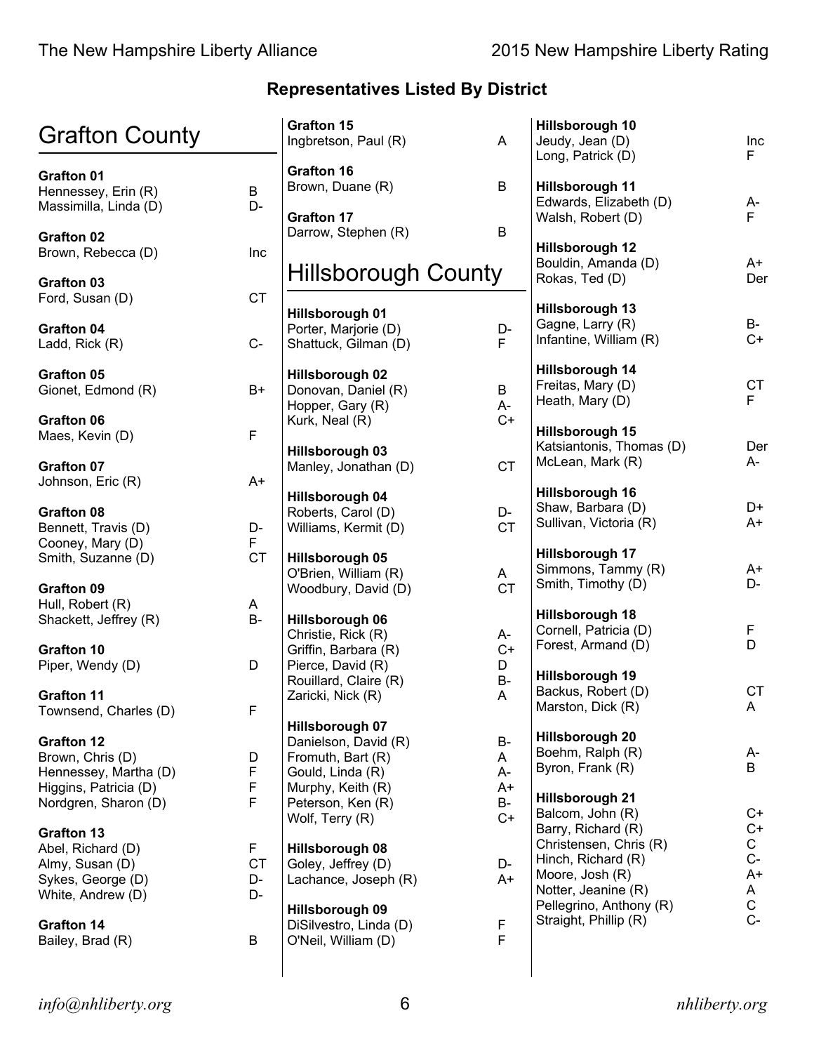## Representatives Listed By District

# Grafton County

**Grafton 01**

| Name | Rating |
|---|---|
| Hennessey, Erin (R) | B |
| Massimilla, Linda (D) | D- |

**Grafton 02**

| Name | Rating |
|---|---|
| Brown, Rebecca (D) | Inc |

**Grafton 03**

| Name | Rating |
|---|---|
| Ford, Susan (D) | CT |

**Grafton 04**

| Name | Rating |
|---|---|
| Ladd, Rick (R) | C- |

**Grafton 05**

| Name | Rating |
|---|---|
| Gionet, Edmond (R) | B+ |

**Grafton 06**

| Name | Rating |
|---|---|
| Maes, Kevin (D) | F |

**Grafton 07**

| Name | Rating |
|---|---|
| Johnson, Eric (R) | A+ |

**Grafton 08**

| Name | Rating |
|---|---|
| Bennett, Travis (D) | D- |
| Cooney, Mary (D) | F |
| Smith, Suzanne (D) | CT |

**Grafton 09**

| Name | Rating |
|---|---|
| Hull, Robert (R) | A |
| Shackett, Jeffrey (R) | B- |

**Grafton 10**

| Name | Rating |
|---|---|
| Piper, Wendy (D) | D |

**Grafton 11**

| Name | Rating |
|---|---|
| Townsend, Charles (D) | F |

**Grafton 12**

| Name | Rating |
|---|---|
| Brown, Chris (D) | D |
| Hennessey, Martha (D) | F |
| Higgins, Patricia (D) | F |
| Nordgren, Sharon (D) | F |

**Grafton 13**

| Name | Rating |
|---|---|
| Abel, Richard (D) | F |
| Almy, Susan (D) | CT |
| Sykes, George (D) | D- |
| White, Andrew (D) | D- |

**Grafton 14**

| Name | Rating |
|---|---|
| Bailey, Brad (R) | B |

**Grafton 15**

| Name | Rating |
|---|---|
| Ingbretson, Paul (R) | A |

**Grafton 16**

| Name | Rating |
|---|---|
| Brown, Duane (R) | B |

**Grafton 17**

| Name | Rating |
|---|---|
| Darrow, Stephen (R) | B |

# Hillsborough County

**Hillsborough 01**

| Name | Rating |
|---|---|
| Porter, Marjorie (D) | D- |
| Shattuck, Gilman (D) | F |

**Hillsborough 02**

| Name | Rating |
|---|---|
| Donovan, Daniel (R) | B |
| Hopper, Gary (R) | A- |
| Kurk, Neal (R) | C+ |

**Hillsborough 03**

| Name | Rating |
|---|---|
| Manley, Jonathan (D) | CT |

**Hillsborough 04**

| Name | Rating |
|---|---|
| Roberts, Carol (D) | D- |
| Williams, Kermit (D) | CT |

**Hillsborough 05**

| Name | Rating |
|---|---|
| O'Brien, William (R) | A |
| Woodbury, David (D) | CT |

**Hillsborough 06**

| Name | Rating |
|---|---|
| Christie, Rick (R) | A- |
| Griffin, Barbara (R) | C+ |
| Pierce, David (R) | D |
| Rouillard, Claire (R) | B- |
| Zaricki, Nick (R) | A |

**Hillsborough 07**

| Name | Rating |
|---|---|
| Danielson, David (R) | B- |
| Fromuth, Bart (R) | A |
| Gould, Linda (R) | A- |
| Murphy, Keith (R) | A+ |
| Peterson, Ken (R) | B- |
| Wolf, Terry (R) | C+ |

**Hillsborough 08**

| Name | Rating |
|---|---|
| Goley, Jeffrey (D) | D- |
| Lachance, Joseph (R) | A+ |

**Hillsborough 09**

| Name | Rating |
|---|---|
| DiSilvestro, Linda (D) | F |
| O'Neil, William (D) | F |

**Hillsborough 10**

| Name | Rating |
|---|---|
| Jeudy, Jean (D) | Inc |
| Long, Patrick (D) | F |

**Hillsborough 11**

| Name | Rating |
|---|---|
| Edwards, Elizabeth (D) | A- |
| Walsh, Robert (D) | F |

**Hillsborough 12**

| Name | Rating |
|---|---|
| Bouldin, Amanda (D) | A+ |
| Rokas, Ted (D) | Der |

**Hillsborough 13**

| Name | Rating |
|---|---|
| Gagne, Larry (R) | B- |
| Infantine, William (R) | C+ |

**Hillsborough 14**

| Name | Rating |
|---|---|
| Freitas, Mary (D) | CT |
| Heath, Mary (D) | F |

**Hillsborough 15**

| Name | Rating |
|---|---|
| Katsiantonis, Thomas (D) | Der |
| McLean, Mark (R) | A- |

**Hillsborough 16**

| Name | Rating |
|---|---|
| Shaw, Barbara (D) | D+ |
| Sullivan, Victoria (R) | A+ |

**Hillsborough 17**

| Name | Rating |
|---|---|
| Simmons, Tammy (R) | A+ |
| Smith, Timothy (D) | D- |

**Hillsborough 18**

| Name | Rating |
|---|---|
| Cornell, Patricia (D) | F |
| Forest, Armand (D) | D |

**Hillsborough 19**

| Name | Rating |
|---|---|
| Backus, Robert (D) | CT |
| Marston, Dick (R) | A |

**Hillsborough 20**

| Name | Rating |
|---|---|
| Boehm, Ralph (R) | A- |
| Byron, Frank (R) | B |

**Hillsborough 21**

| Name | Rating |
|---|---|
| Balcom, John (R) | C+ |
| Barry, Richard (R) | C+ |
| Christensen, Chris (R) | C |
| Hinch, Richard (R) | C- |
| Moore, Josh (R) | A+ |
| Notter, Jeanine (R) | A |
| Pellegrino, Anthony (R) | C |
| Straight, Phillip (R) | C- |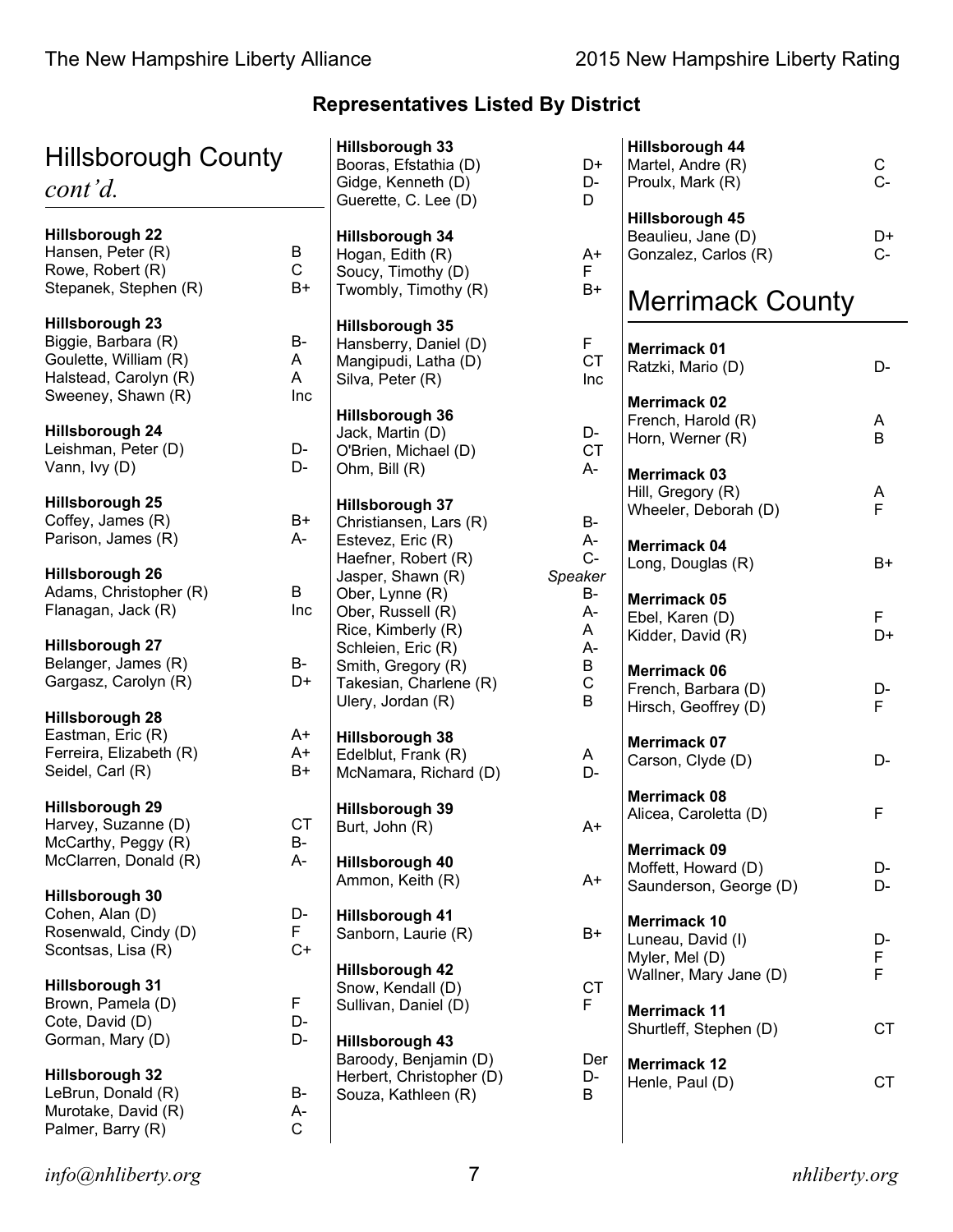## Representatives Listed By District

# Hillsborough County *cont'd.*

**Hillsborough 22**

| | |
|---|---|
| Hansen, Peter (R) | B |
| Rowe, Robert (R) | C |
| Stepanek, Stephen (R) | B+ |

**Hillsborough 23**

| | |
|---|---|
| Biggie, Barbara (R) | B- |
| Goulette, William (R) | A |
| Halstead, Carolyn (R) | A |
| Sweeney, Shawn (R) | Inc |

**Hillsborough 24**

| | |
|---|---|
| Leishman, Peter (D) | D- |
| Vann, Ivy (D) | D- |

**Hillsborough 25**

| | |
|---|---|
| Coffey, James (R) | B+ |
| Parison, James (R) | A- |

**Hillsborough 26**

| | |
|---|---|
| Adams, Christopher (R) | B |
| Flanagan, Jack (R) | Inc |

**Hillsborough 27**

| | |
|---|---|
| Belanger, James (R) | B- |
| Gargasz, Carolyn (R) | D+ |

**Hillsborough 28**

| | |
|---|---|
| Eastman, Eric (R) | A+ |
| Ferreira, Elizabeth (R) | A+ |
| Seidel, Carl (R) | B+ |

**Hillsborough 29**

| | |
|---|---|
| Harvey, Suzanne (D) | CT |
| McCarthy, Peggy (R) | B- |
| McClarren, Donald (R) | A- |

**Hillsborough 30**

| | |
|---|---|
| Cohen, Alan (D) | D- |
| Rosenwald, Cindy (D) | F |
| Scontsas, Lisa (R) | C+ |

**Hillsborough 31**

| | |
|---|---|
| Brown, Pamela (D) | F |
| Cote, David (D) | D- |
| Gorman, Mary (D) | D- |

**Hillsborough 32**

| | |
|---|---|
| LeBrun, Donald (R) | B- |
| Murotake, David (R) | A- |
| Palmer, Barry (R) | C |

**Hillsborough 33**

| | |
|---|---|
| Booras, Efstathia (D) | D+ |
| Gidge, Kenneth (D) | D- |
| Guerette, C. Lee (D) | D |

**Hillsborough 34**

| | |
|---|---|
| Hogan, Edith (R) | A+ |
| Soucy, Timothy (D) | F |
| Twombly, Timothy (R) | B+ |

**Hillsborough 35**

| | |
|---|---|
| Hansberry, Daniel (D) | F |
| Mangipudi, Latha (D) | CT |
| Silva, Peter (R) | Inc |

**Hillsborough 36**

| | |
|---|---|
| Jack, Martin (D) | D- |
| O'Brien, Michael (D) | CT |
| Ohm, Bill (R) | A- |

**Hillsborough 37**

| | |
|---|---|
| Christiansen, Lars (R) | B- |
| Estevez, Eric (R) | A- |
| Haefner, Robert (R) | C- |
| Jasper, Shawn (R) | *Speaker* |
| Ober, Lynne (R) | B- |
| Ober, Russell (R) | A- |
| Rice, Kimberly (R) | A |
| Schleien, Eric (R) | A- |
| Smith, Gregory (R) | B |
| Takesian, Charlene (R) | C |
| Ulery, Jordan (R) | B |

**Hillsborough 38**

| | |
|---|---|
| Edelblut, Frank (R) | A |
| McNamara, Richard (D) | D- |

**Hillsborough 39**

| | |
|---|---|
| Burt, John (R) | A+ |

**Hillsborough 40**

| | |
|---|---|
| Ammon, Keith (R) | A+ |

**Hillsborough 41**

| | |
|---|---|
| Sanborn, Laurie (R) | B+ |

**Hillsborough 42**

| | |
|---|---|
| Snow, Kendall (D) | CT |
| Sullivan, Daniel (D) | F |

**Hillsborough 43**

| | |
|---|---|
| Baroody, Benjamin (D) | Der |
| Herbert, Christopher (D) | D- |
| Souza, Kathleen (R) | B |

**Hillsborough 44**

| | |
|---|---|
| Martel, Andre (R) | C |
| Proulx, Mark (R) | C- |

**Hillsborough 45**

| | |
|---|---|
| Beaulieu, Jane (D) | D+ |
| Gonzalez, Carlos (R) | C- |

# Merrimack County

**Merrimack 01**

| | |
|---|---|
| Ratzki, Mario (D) | D- |

**Merrimack 02**

| | |
|---|---|
| French, Harold (R) | A |
| Horn, Werner (R) | B |

**Merrimack 03**

| | |
|---|---|
| Hill, Gregory (R) | A |
| Wheeler, Deborah (D) | F |

**Merrimack 04**

| | |
|---|---|
| Long, Douglas (R) | B+ |

**Merrimack 05**

| | |
|---|---|
| Ebel, Karen (D) | F |
| Kidder, David (R) | D+ |

**Merrimack 06**

| | |
|---|---|
| French, Barbara (D) | D- |
| Hirsch, Geoffrey (D) | F |

**Merrimack 07**

| | |
|---|---|
| Carson, Clyde (D) | D- |

**Merrimack 08**

| | |
|---|---|
| Alicea, Caroletta (D) | F |

**Merrimack 09**

| | |
|---|---|
| Moffett, Howard (D) | D- |
| Saunderson, George (D) | D- |

**Merrimack 10**

| | |
|---|---|
| Luneau, David (I) | D- |
| Myler, Mel (D) | F |
| Wallner, Mary Jane (D) | F |

**Merrimack 11**

| | |
|---|---|
| Shurtleff, Stephen (D) | CT |

**Merrimack 12**

| | |
|---|---|
| Henle, Paul (D) | CT |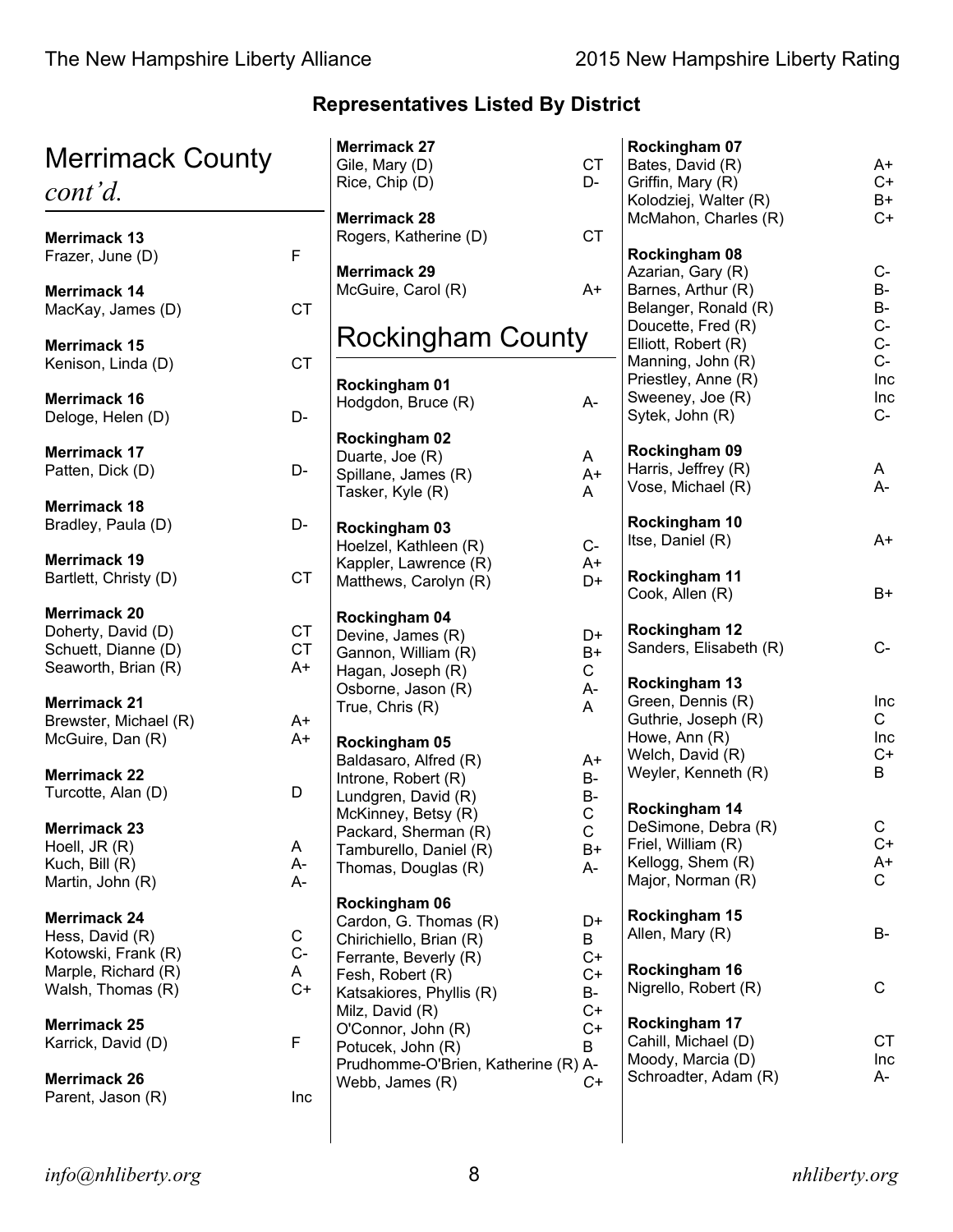## Representatives Listed By District

# Merrimack County *cont'd.*

**Merrimack 13**
Frazer, June (D) F

**Merrimack 14**
MacKay, James (D) CT

**Merrimack 15**
Kenison, Linda (D) CT

**Merrimack 16**
Deloge, Helen (D) D-

**Merrimack 17**
Patten, Dick (D) D-

**Merrimack 18**
Bradley, Paula (D) D-

**Merrimack 19**
Bartlett, Christy (D) CT

**Merrimack 20**
Doherty, David (D) CT
Schuett, Dianne (D) CT
Seaworth, Brian (R) A+

**Merrimack 21**
Brewster, Michael (R) A+
McGuire, Dan (R) A+

**Merrimack 22**
Turcotte, Alan (D) D

**Merrimack 23**
Hoell, JR (R) A
Kuch, Bill (R) A-
Martin, John (R) A-

**Merrimack 24**
Hess, David (R) C
Kotowski, Frank (R) C-
Marple, Richard (R) A
Walsh, Thomas (R) C+

**Merrimack 25**
Karrick, David (D) F

**Merrimack 26**
Parent, Jason (R) Inc

**Merrimack 27**
Gile, Mary (D) CT
Rice, Chip (D) D-

**Merrimack 28**
Rogers, Katherine (D) CT

**Merrimack 29**
McGuire, Carol (R) A+

# Rockingham County

**Rockingham 01**
Hodgdon, Bruce (R) A-

**Rockingham 02**
Duarte, Joe (R) A
Spillane, James (R) A+
Tasker, Kyle (R) A

**Rockingham 03**
Hoelzel, Kathleen (R) C-
Kappler, Lawrence (R) A+
Matthews, Carolyn (R) D+

**Rockingham 04**
Devine, James (R) D+
Gannon, William (R) B+
Hagan, Joseph (R) C
Osborne, Jason (R) A-
True, Chris (R) A

**Rockingham 05**
Baldasaro, Alfred (R) A+
Introne, Robert (R) B-
Lundgren, David (R) B-
McKinney, Betsy (R) C
Packard, Sherman (R) C
Tamburello, Daniel (R) B+
Thomas, Douglas (R) A-

**Rockingham 06**
Cardon, G. Thomas (R) D+
Chirichiello, Brian (R) B
Ferrante, Beverly (R) C+
Fesh, Robert (R) C+
Katsakiores, Phyllis (R) B-
Milz, David (R) C+
O'Connor, John (R) C+
Potucek, John (R) B
Prudhomme-O'Brien, Katherine (R) A-
Webb, James (R) C+

**Rockingham 07**
Bates, David (R) A+
Griffin, Mary (R) C+
Kolodziej, Walter (R) B+
McMahon, Charles (R) C+

**Rockingham 08**
Azarian, Gary (R) C-
Barnes, Arthur (R) B-
Belanger, Ronald (R) B-
Doucette, Fred (R) C-
Elliott, Robert (R) C-
Manning, John (R) C-
Priestley, Anne (R) Inc
Sweeney, Joe (R) Inc
Sytek, John (R) C-

**Rockingham 09**
Harris, Jeffrey (R) A
Vose, Michael (R) A-

**Rockingham 10**
Itse, Daniel (R) A+

**Rockingham 11**
Cook, Allen (R) B+

**Rockingham 12**
Sanders, Elisabeth (R) C-

**Rockingham 13**
Green, Dennis (R) Inc
Guthrie, Joseph (R) C
Howe, Ann (R) Inc
Welch, David (R) C+
Weyler, Kenneth (R) B

**Rockingham 14**
DeSimone, Debra (R) C
Friel, William (R) C+
Kellogg, Shem (R) A+
Major, Norman (R) C

**Rockingham 15**
Allen, Mary (R) B-

**Rockingham 16**
Nigrello, Robert (R) C

**Rockingham 17**
Cahill, Michael (D) CT
Moody, Marcia (D) Inc
Schroadter, Adam (R) A-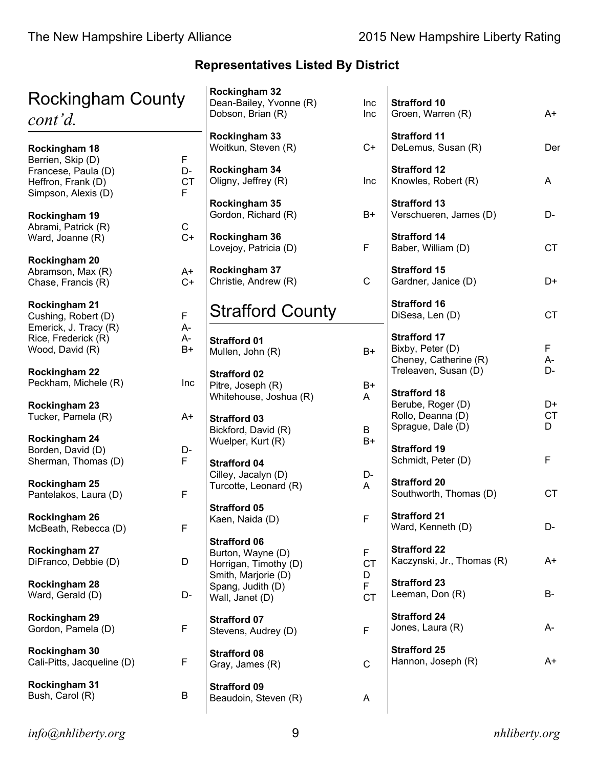## Representatives Listed By District

# Rockingham County *cont'd.*

**Rockingham 18**
Berrien, Skip (D) F
Francese, Paula (D) D-
Heffron, Frank (D) CT
Simpson, Alexis (D) F

**Rockingham 19**
Abrami, Patrick (R) C
Ward, Joanne (R) C+

**Rockingham 20**
Abramson, Max (R) A+
Chase, Francis (R) C+

**Rockingham 21**
Cushing, Robert (D) F
Emerick, J. Tracy (R) A-
Rice, Frederick (R) A-
Wood, David (R) B+

**Rockingham 22**
Peckham, Michele (R) Inc

**Rockingham 23**
Tucker, Pamela (R) A+

**Rockingham 24**
Borden, David (D) D-
Sherman, Thomas (D) F

**Rockingham 25**
Pantelakos, Laura (D) F

**Rockingham 26**
McBeath, Rebecca (D) F

**Rockingham 27**
DiFranco, Debbie (D) D

**Rockingham 28**
Ward, Gerald (D) D-

**Rockingham 29**
Gordon, Pamela (D) F

**Rockingham 30**
Cali-Pitts, Jacqueline (D) F

**Rockingham 31**
Bush, Carol (R) B

**Rockingham 32**
Dean-Bailey, Yvonne (R) Inc
Dobson, Brian (R) Inc

**Rockingham 33**
Woitkun, Steven (R) C+

**Rockingham 34**
Oligny, Jeffrey (R) Inc

**Rockingham 35**
Gordon, Richard (R) B+

**Rockingham 36**
Lovejoy, Patricia (D) F

**Rockingham 37**
Christie, Andrew (R) C

# Strafford County

**Strafford 01**
Mullen, John (R) B+

**Strafford 02**
Pitre, Joseph (R) B+
Whitehouse, Joshua (R) A

**Strafford 03**
Bickford, David (R) B
Wuelper, Kurt (R) B+

**Strafford 04**
Cilley, Jacalyn (D) D-
Turcotte, Leonard (R) A

**Strafford 05**
Kaen, Naida (D) F

**Strafford 06**
Burton, Wayne (D) F
Horrigan, Timothy (D) CT
Smith, Marjorie (D) D
Spang, Judith (D) F
Wall, Janet (D) CT

**Strafford 07**
Stevens, Audrey (D) F

**Strafford 08**
Gray, James (R) C

**Strafford 09**
Beaudoin, Steven (R) A

**Strafford 10**
Groen, Warren (R) A+

**Strafford 11**
DeLemus, Susan (R) Der

**Strafford 12**
Knowles, Robert (R) A

**Strafford 13**
Verschueren, James (D) D-

**Strafford 14**
Baber, William (D) CT

**Strafford 15**
Gardner, Janice (D) D+

**Strafford 16**
DiSesa, Len (D) CT

**Strafford 17**
Bixby, Peter (D) F
Cheney, Catherine (R) A-
Treleaven, Susan (D) D-

**Strafford 18**
Berube, Roger (D) D+
Rollo, Deanna (D) CT
Sprague, Dale (D) D

**Strafford 19**
Schmidt, Peter (D) F

**Strafford 20**
Southworth, Thomas (D) CT

**Strafford 21**
Ward, Kenneth (D) D-

**Strafford 22**
Kaczynski, Jr., Thomas (R) A+

**Strafford 23**
Leeman, Don (R) B-

**Strafford 24**
Jones, Laura (R) A-

**Strafford 25**
Hannon, Joseph (R) A+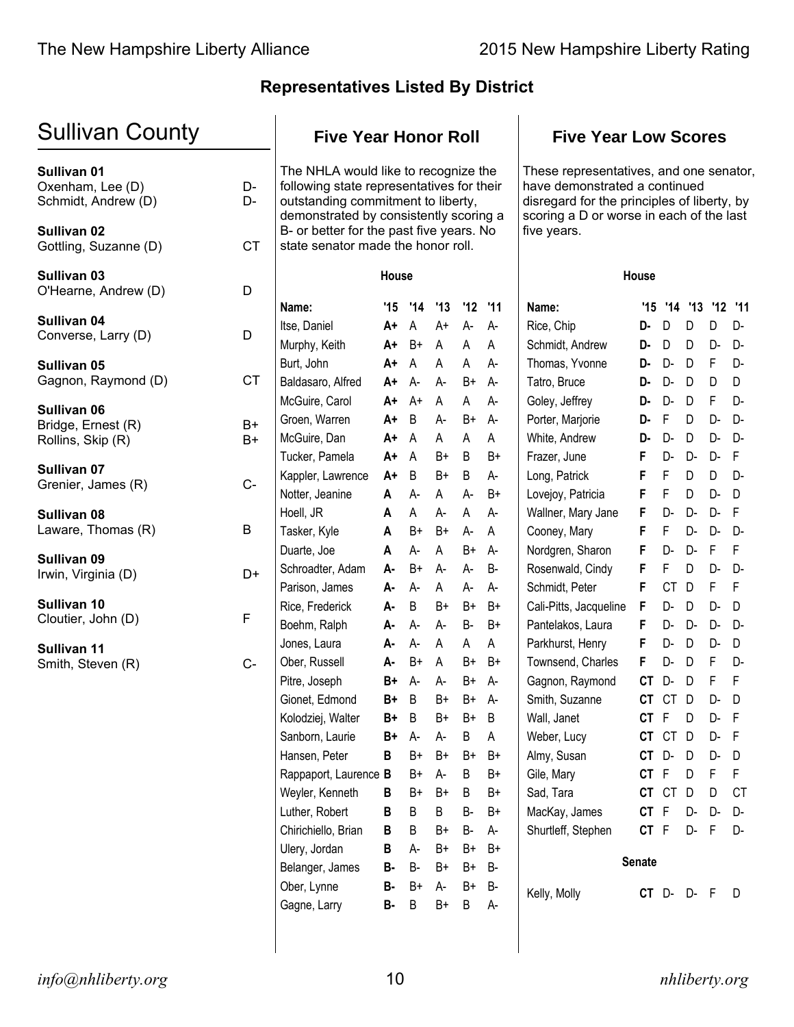## Representatives Listed By District

# Sullivan County

**Sullivan 01**
Oxenham, Lee (D) D-
Schmidt, Andrew (D) D-

**Sullivan 02**
Gottling, Suzanne (D) CT

**Sullivan 03**
O'Hearne, Andrew (D) D

**Sullivan 04**
Converse, Larry (D) D

**Sullivan 05**
Gagnon, Raymond (D) CT

**Sullivan 06**
Bridge, Ernest (R) B+
Rollins, Skip (R) B+

**Sullivan 07**
Grenier, James (R) C-

**Sullivan 08**
Laware, Thomas (R) B

**Sullivan 09**
Irwin, Virginia (D) D+

**Sullivan 10**
Cloutier, John (D) F

**Sullivan 11**
Smith, Steven (R) C-

## Five Year Honor Roll

The NHLA would like to recognize the following state representatives for their outstanding commitment to liberty, demonstrated by consistently scoring a B- or better for the past five years. No state senator made the honor roll.

**House**

| Name: | '15 | '14 | '13 | '12 | '11 |
|---|---|---|---|---|---|
| Itse, Daniel | **A+** | A | A+ | A- | A- |
| Murphy, Keith | **A+** | B+ | A | A | A |
| Burt, John | **A+** | A | A | A | A- |
| Baldasaro, Alfred | **A+** | A- | A- | B+ | A- |
| McGuire, Carol | **A+** | A+ | A | A | A- |
| Groen, Warren | **A+** | B | A- | B+ | A- |
| McGuire, Dan | **A+** | A | A | A | A |
| Tucker, Pamela | **A+** | A | B+ | B | B+ |
| Kappler, Lawrence | **A+** | B | B+ | B | A- |
| Notter, Jeanine | **A** | A- | A | A- | B+ |
| Hoell, JR | **A** | A | A- | A | A- |
| Tasker, Kyle | **A** | B+ | B+ | A- | A |
| Duarte, Joe | **A** | A- | A | B+ | A- |
| Schroadter, Adam | **A-** | B+ | A- | A- | B- |
| Parison, James | **A-** | A- | A | A- | A- |
| Rice, Frederick | **A-** | B | B+ | B+ | B+ |
| Boehm, Ralph | **A-** | A- | A- | B- | B+ |
| Jones, Laura | **A-** | A- | A | A | A |
| Ober, Russell | **A-** | B+ | A | B+ | B+ |
| Pitre, Joseph | **B+** | A- | A- | B+ | A- |
| Gionet, Edmond | **B+** | B | B+ | B+ | A- |
| Kolodziej, Walter | **B+** | B | B+ | B+ | B |
| Sanborn, Laurie | **B+** | A- | A- | B | A |
| Hansen, Peter | **B** | B+ | B+ | B+ | B+ |
| Rappaport, Laurence | **B** | B+ | A- | B | B+ |
| Weyler, Kenneth | **B** | B+ | B+ | B | B+ |
| Luther, Robert | **B** | B | B | B- | B+ |
| Chirichiello, Brian | **B** | B | B+ | B- | A- |
| Ulery, Jordan | **B** | A- | B+ | B+ | B+ |
| Belanger, James | **B-** | B- | B+ | B+ | B- |
| Ober, Lynne | **B-** | B+ | A- | B+ | B- |
| Gagne, Larry | **B-** | B | B+ | B | A- |

## Five Year Low Scores

These representatives, and one senator, have demonstrated a continued disregard for the principles of liberty, by scoring a D or worse in each of the last five years.

**House**

| Name: | '15 | '14 | '13 | '12 | '11 |
|---|---|---|---|---|---|
| Rice, Chip | **D-** | D | D | D | D- |
| Schmidt, Andrew | **D-** | D | D | D- | D- |
| Thomas, Yvonne | **D-** | D- | D | F | D- |
| Tatro, Bruce | **D-** | D- | D | D | D |
| Goley, Jeffrey | **D-** | D- | D | F | D- |
| Porter, Marjorie | **D-** | F | D | D- | D- |
| White, Andrew | **D-** | D- | D | D- | D- |
| Frazer, June | **F** | D- | D- | D- | F |
| Long, Patrick | **F** | F | D | D | D- |
| Lovejoy, Patricia | **F** | F | D | D- | D |
| Wallner, Mary Jane | **F** | D- | D- | D- | F |
| Cooney, Mary | **F** | F | D- | D- | D- |
| Nordgren, Sharon | **F** | D- | D- | F | F |
| Rosenwald, Cindy | **F** | F | D | D- | D- |
| Schmidt, Peter | **F** | CT | D | F | F |
| Cali-Pitts, Jacqueline | **F** | D- | D | D- | D |
| Pantelakos, Laura | **F** | D- | D- | D- | D- |
| Parkhurst, Henry | **F** | D- | D | D- | D |
| Townsend, Charles | **F** | D- | D | F | D- |
| Gagnon, Raymond | **CT** | D- | D | F | F |
| Smith, Suzanne | **CT** | CT | D | D- | D |
| Wall, Janet | **CT** | F | D | D- | F |
| Weber, Lucy | **CT** | CT | D | D- | F |
| Almy, Susan | **CT** | D- | D | D- | D |
| Gile, Mary | **CT** | F | D | F | F |
| Sad, Tara | **CT** | CT | D | D | CT |
| MacKay, James | **CT** | F | D- | D- | D- |
| Shurtleff, Stephen | **CT** | F | D- | F | D- |

**Senate**

| Name: | '15 | '14 | '13 | '12 | '11 |
|---|---|---|---|---|---|
| Kelly, Molly | **CT** | D- | D- | F | D |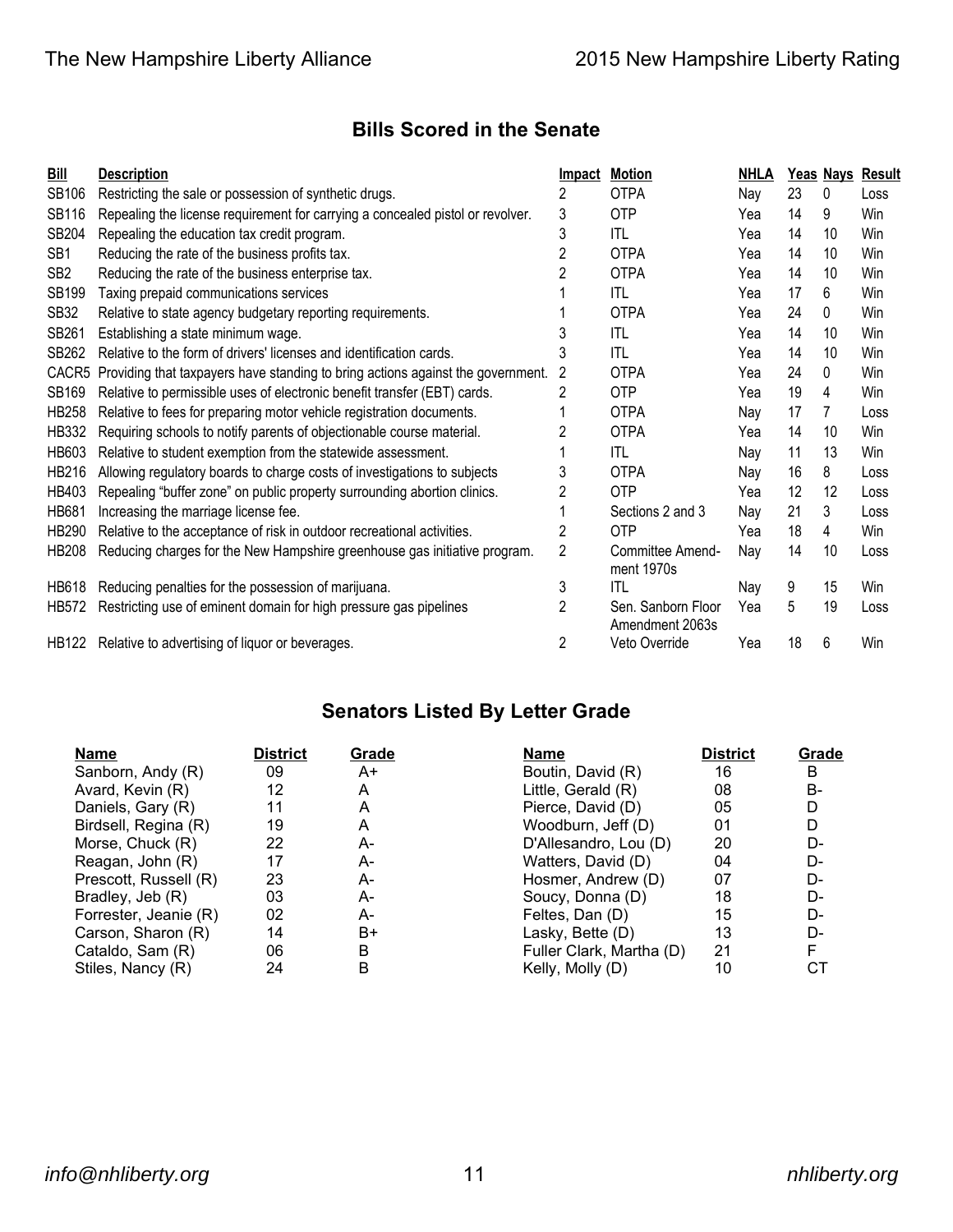## Bills Scored in the Senate

| Bill | Description | Impact | Motion | NHLA | Yeas | Nays | Result |
|---|---|---|---|---|---|---|---|
| SB106 | Restricting the sale or possession of synthetic drugs. | 2 | OTPA | Nay | 23 | 0 | Loss |
| SB116 | Repealing the license requirement for carrying a concealed pistol or revolver. | 3 | OTP | Yea | 14 | 9 | Win |
| SB204 | Repealing the education tax credit program. | 3 | ITL | Yea | 14 | 10 | Win |
| SB1 | Reducing the rate of the business profits tax. | 2 | OTPA | Yea | 14 | 10 | Win |
| SB2 | Reducing the rate of the business enterprise tax. | 2 | OTPA | Yea | 14 | 10 | Win |
| SB199 | Taxing prepaid communications services | 1 | ITL | Yea | 17 | 6 | Win |
| SB32 | Relative to state agency budgetary reporting requirements. | 1 | OTPA | Yea | 24 | 0 | Win |
| SB261 | Establishing a state minimum wage. | 3 | ITL | Yea | 14 | 10 | Win |
| SB262 | Relative to the form of drivers' licenses and identification cards. | 3 | ITL | Yea | 14 | 10 | Win |
| CACR5 | Providing that taxpayers have standing to bring actions against the government. | 2 | OTPA | Yea | 24 | 0 | Win |
| SB169 | Relative to permissible uses of electronic benefit transfer (EBT) cards. | 2 | OTP | Yea | 19 | 4 | Win |
| HB258 | Relative to fees for preparing motor vehicle registration documents. | 1 | OTPA | Nay | 17 | 7 | Loss |
| HB332 | Requiring schools to notify parents of objectionable course material. | 2 | OTPA | Yea | 14 | 10 | Win |
| HB603 | Relative to student exemption from the statewide assessment. | 1 | ITL | Nay | 11 | 13 | Win |
| HB216 | Allowing regulatory boards to charge costs of investigations to subjects | 3 | OTPA | Nay | 16 | 8 | Loss |
| HB403 | Repealing "buffer zone" on public property surrounding abortion clinics. | 2 | OTP | Yea | 12 | 12 | Loss |
| HB681 | Increasing the marriage license fee. | 1 | Sections 2 and 3 | Nay | 21 | 3 | Loss |
| HB290 | Relative to the acceptance of risk in outdoor recreational activities. | 2 | OTP | Yea | 18 | 4 | Win |
| HB208 | Reducing charges for the New Hampshire greenhouse gas initiative program. | 2 | Committee Amendment 1970s | Nay | 14 | 10 | Loss |
| HB618 | Reducing penalties for the possession of marijuana. | 3 | ITL | Nay | 9 | 15 | Win |
| HB572 | Restricting use of eminent domain for high pressure gas pipelines | 2 | Sen. Sanborn Floor Amendment 2063s | Yea | 5 | 19 | Loss |
| HB122 | Relative to advertising of liquor or beverages. | 2 | Veto Override | Yea | 18 | 6 | Win |

## Senators Listed By Letter Grade

| Name | District | Grade |
|---|---|---|
| Sanborn, Andy (R) | 09 | A+ |
| Avard, Kevin (R) | 12 | A |
| Daniels, Gary (R) | 11 | A |
| Birdsell, Regina (R) | 19 | A |
| Morse, Chuck (R) | 22 | A- |
| Reagan, John (R) | 17 | A- |
| Prescott, Russell (R) | 23 | A- |
| Bradley, Jeb (R) | 03 | A- |
| Forrester, Jeanie (R) | 02 | A- |
| Carson, Sharon (R) | 14 | B+ |
| Cataldo, Sam (R) | 06 | B |
| Stiles, Nancy (R) | 24 | B |
| Boutin, David (R) | 16 | B |
| Little, Gerald (R) | 08 | B- |
| Pierce, David (D) | 05 | D |
| Woodburn, Jeff (D) | 01 | D |
| D'Allesandro, Lou (D) | 20 | D- |
| Watters, David (D) | 04 | D- |
| Hosmer, Andrew (D) | 07 | D- |
| Soucy, Donna (D) | 18 | D- |
| Feltes, Dan (D) | 15 | D- |
| Lasky, Bette (D) | 13 | D- |
| Fuller Clark, Martha (D) | 21 | F |
| Kelly, Molly (D) | 10 | CT |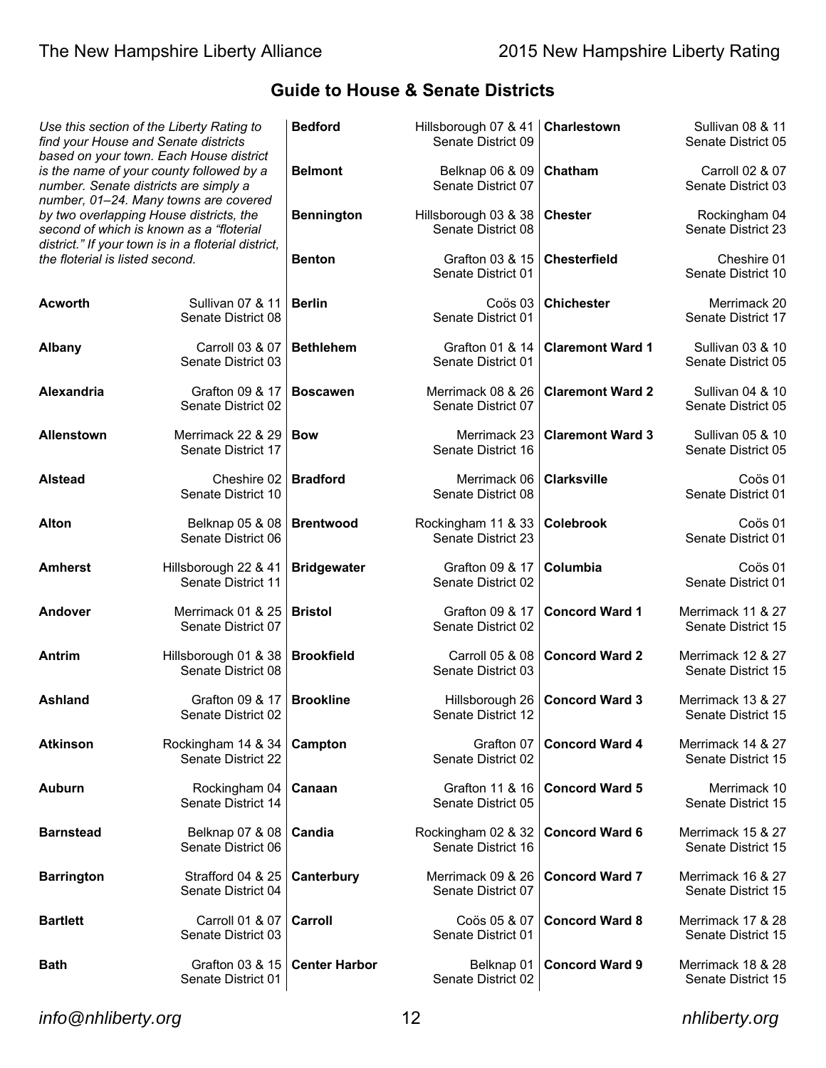## Guide to House & Senate Districts

*Use this section of the Liberty Rating to find your House and Senate districts based on your town. Each House district is the name of your county followed by a number. Senate districts are simply a number, 01–24. Many towns are covered by two overlapping House districts, the second of which is known as a "floterial district." If your town is in a floterial district, the floterial is listed second.*

| Town | House District | Senate District |
|---|---|---|
| **Acworth** | Sullivan 07 & 11 | Senate District 08 |
| **Albany** | Carroll 03 & 07 | Senate District 03 |
| **Alexandria** | Grafton 09 & 17 | Senate District 02 |
| **Allenstown** | Merrimack 22 & 29 | Senate District 17 |
| **Alstead** | Cheshire 02 | Senate District 10 |
| **Alton** | Belknap 05 & 08 | Senate District 06 |
| **Amherst** | Hillsborough 22 & 41 | Senate District 11 |
| **Andover** | Merrimack 01 & 25 | Senate District 07 |
| **Antrim** | Hillsborough 01 & 38 | Senate District 08 |
| **Ashland** | Grafton 09 & 17 | Senate District 02 |
| **Atkinson** | Rockingham 14 & 34 | Senate District 22 |
| **Auburn** | Rockingham 04 | Senate District 14 |
| **Barnstead** | Belknap 07 & 08 | Senate District 06 |
| **Barrington** | Strafford 04 & 25 | Senate District 04 |
| **Bartlett** | Carroll 01 & 07 | Senate District 03 |
| **Bath** | Grafton 03 & 15 | Senate District 01 |
| **Bedford** | Hillsborough 07 & 41 | Senate District 09 |
| **Belmont** | Belknap 06 & 09 | Senate District 07 |
| **Bennington** | Hillsborough 03 & 38 | Senate District 08 |
| **Benton** | Grafton 03 & 15 | Senate District 01 |
| **Berlin** | Coös 03 | Senate District 01 |
| **Bethlehem** | Grafton 01 & 14 | Senate District 01 |
| **Boscawen** | Merrimack 08 & 26 | Senate District 07 |
| **Bow** | Merrimack 23 | Senate District 16 |
| **Bradford** | Merrimack 06 | Senate District 08 |
| **Brentwood** | Rockingham 11 & 33 | Senate District 23 |
| **Bridgewater** | Grafton 09 & 17 | Senate District 02 |
| **Bristol** | Grafton 09 & 17 | Senate District 02 |
| **Brookfield** | Carroll 05 & 08 | Senate District 03 |
| **Brookline** | Hillsborough 26 | Senate District 12 |
| **Campton** | Grafton 07 | Senate District 02 |
| **Canaan** | Grafton 11 & 16 | Senate District 05 |
| **Candia** | Rockingham 02 & 32 | Senate District 16 |
| **Canterbury** | Merrimack 09 & 26 | Senate District 07 |
| **Carroll** | Coös 05 & 07 | Senate District 01 |
| **Center Harbor** | Belknap 01 | Senate District 02 |
| **Charlestown** | Sullivan 08 & 11 | Senate District 05 |
| **Chatham** | Carroll 02 & 07 | Senate District 03 |
| **Chester** | Rockingham 04 | Senate District 23 |
| **Chesterfield** | Cheshire 01 | Senate District 10 |
| **Chichester** | Merrimack 20 | Senate District 17 |
| **Claremont Ward 1** | Sullivan 03 & 10 | Senate District 05 |
| **Claremont Ward 2** | Sullivan 04 & 10 | Senate District 05 |
| **Claremont Ward 3** | Sullivan 05 & 10 | Senate District 05 |
| **Clarksville** | Coös 01 | Senate District 01 |
| **Colebrook** | Coös 01 | Senate District 01 |
| **Columbia** | Coös 01 | Senate District 01 |
| **Concord Ward 1** | Merrimack 11 & 27 | Senate District 15 |
| **Concord Ward 2** | Merrimack 12 & 27 | Senate District 15 |
| **Concord Ward 3** | Merrimack 13 & 27 | Senate District 15 |
| **Concord Ward 4** | Merrimack 14 & 27 | Senate District 15 |
| **Concord Ward 5** | Merrimack 10 | Senate District 15 |
| **Concord Ward 6** | Merrimack 15 & 27 | Senate District 15 |
| **Concord Ward 7** | Merrimack 16 & 27 | Senate District 15 |
| **Concord Ward 8** | Merrimack 17 & 28 | Senate District 15 |
| **Concord Ward 9** | Merrimack 18 & 28 | Senate District 15 |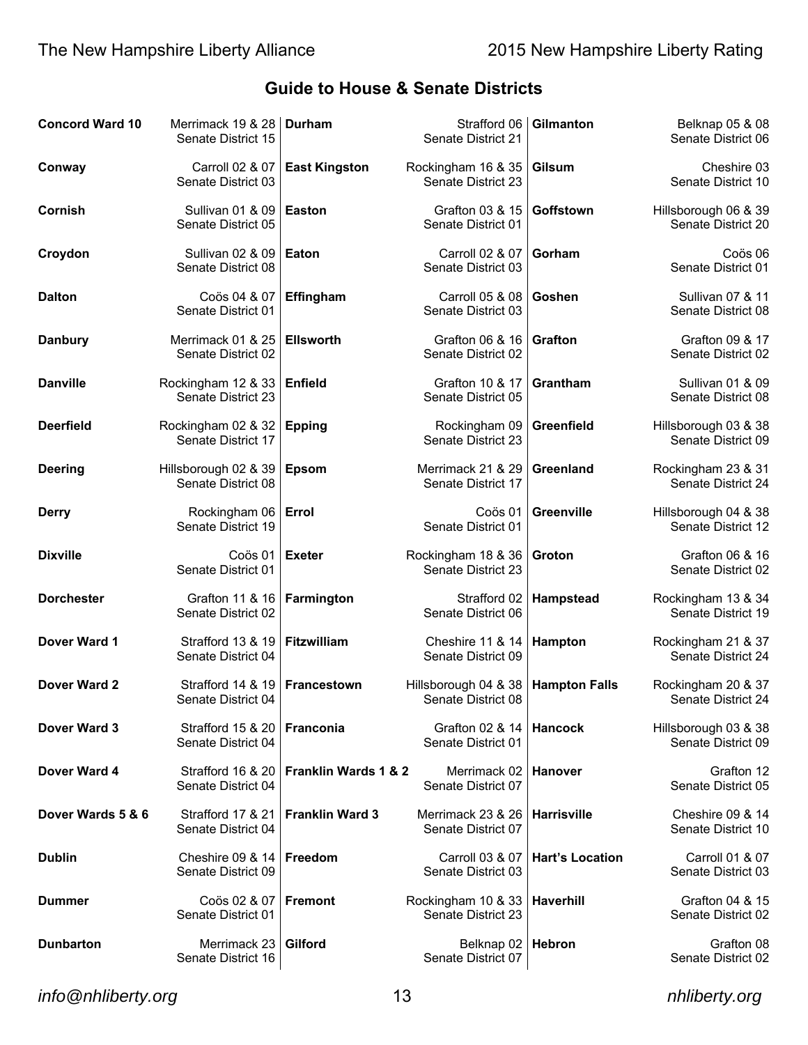## Guide to House & Senate Districts

| Town | House District | Senate District |
|---|---|---|
| **Concord Ward 10** | Merrimack 19 & 28 | Senate District 15 |
| **Conway** | Carroll 02 & 07 | Senate District 03 |
| **Cornish** | Sullivan 01 & 09 | Senate District 05 |
| **Croydon** | Sullivan 02 & 09 | Senate District 08 |
| **Dalton** | Coös 04 & 07 | Senate District 01 |
| **Danbury** | Merrimack 01 & 25 | Senate District 02 |
| **Danville** | Rockingham 12 & 33 | Senate District 23 |
| **Deerfield** | Rockingham 02 & 32 | Senate District 17 |
| **Deering** | Hillsborough 02 & 39 | Senate District 08 |
| **Derry** | Rockingham 06 | Senate District 19 |
| **Dixville** | Coös 01 | Senate District 01 |
| **Dorchester** | Grafton 11 & 16 | Senate District 02 |
| **Dover Ward 1** | Strafford 13 & 19 | Senate District 04 |
| **Dover Ward 2** | Strafford 14 & 19 | Senate District 04 |
| **Dover Ward 3** | Strafford 15 & 20 | Senate District 04 |
| **Dover Ward 4** | Strafford 16 & 20 | Senate District 04 |
| **Dover Wards 5 & 6** | Strafford 17 & 21 | Senate District 04 |
| **Dublin** | Cheshire 09 & 14 | Senate District 09 |
| **Dummer** | Coös 02 & 07 | Senate District 01 |
| **Dunbarton** | Merrimack 23 | Senate District 16 |
| **Durham** | Strafford 06 | Senate District 21 |
| **East Kingston** | Rockingham 16 & 35 | Senate District 23 |
| **Easton** | Grafton 03 & 15 | Senate District 01 |
| **Eaton** | Carroll 02 & 07 | Senate District 03 |
| **Effingham** | Carroll 05 & 08 | Senate District 03 |
| **Ellsworth** | Grafton 06 & 16 | Senate District 02 |
| **Enfield** | Grafton 10 & 17 | Senate District 05 |
| **Epping** | Rockingham 09 | Senate District 23 |
| **Epsom** | Merrimack 21 & 29 | Senate District 17 |
| **Errol** | Coös 01 | Senate District 01 |
| **Exeter** | Rockingham 18 & 36 | Senate District 23 |
| **Farmington** | Strafford 02 | Senate District 06 |
| **Fitzwilliam** | Cheshire 11 & 14 | Senate District 09 |
| **Francestown** | Hillsborough 04 & 38 | Senate District 08 |
| **Franconia** | Grafton 02 & 14 | Senate District 01 |
| **Franklin Wards 1 & 2** | Merrimack 02 | Senate District 07 |
| **Franklin Ward 3** | Merrimack 23 & 26 | Senate District 07 |
| **Freedom** | Carroll 03 & 07 | Senate District 03 |
| **Fremont** | Rockingham 10 & 33 | Senate District 23 |
| **Gilford** | Belknap 02 | Senate District 07 |
| **Gilmanton** | Belknap 05 & 08 | Senate District 06 |
| **Gilsum** | Cheshire 03 | Senate District 10 |
| **Goffstown** | Hillsborough 06 & 39 | Senate District 20 |
| **Gorham** | Coös 06 | Senate District 01 |
| **Goshen** | Sullivan 07 & 11 | Senate District 08 |
| **Grafton** | Grafton 09 & 17 | Senate District 02 |
| **Grantham** | Sullivan 01 & 09 | Senate District 08 |
| **Greenfield** | Hillsborough 03 & 38 | Senate District 09 |
| **Greenland** | Rockingham 23 & 31 | Senate District 24 |
| **Greenville** | Hillsborough 04 & 38 | Senate District 12 |
| **Groton** | Grafton 06 & 16 | Senate District 02 |
| **Hampstead** | Rockingham 13 & 34 | Senate District 19 |
| **Hampton** | Rockingham 21 & 37 | Senate District 24 |
| **Hampton Falls** | Rockingham 20 & 37 | Senate District 24 |
| **Hancock** | Hillsborough 03 & 38 | Senate District 09 |
| **Hanover** | Grafton 12 | Senate District 05 |
| **Harrisville** | Cheshire 09 & 14 | Senate District 10 |
| **Hart's Location** | Carroll 01 & 07 | Senate District 03 |
| **Haverhill** | Grafton 04 & 15 | Senate District 02 |
| **Hebron** | Grafton 08 | Senate District 02 |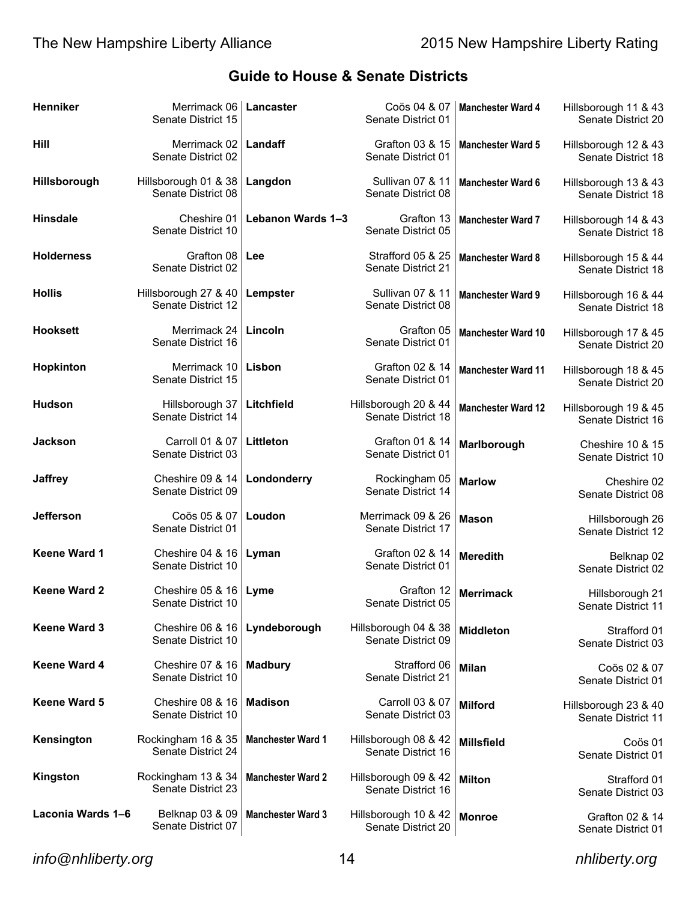## Guide to House & Senate Districts

| Town | House District | Senate District |
|---|---|---|
| **Henniker** | Merrimack 06 | Senate District 15 |
| **Hill** | Merrimack 02 | Senate District 02 |
| **Hillsborough** | Hillsborough 01 & 38 | Senate District 08 |
| **Hinsdale** | Cheshire 01 | Senate District 10 |
| **Holderness** | Grafton 08 | Senate District 02 |
| **Hollis** | Hillsborough 27 & 40 | Senate District 12 |
| **Hooksett** | Merrimack 24 | Senate District 16 |
| **Hopkinton** | Merrimack 10 | Senate District 15 |
| **Hudson** | Hillsborough 37 | Senate District 14 |
| **Jackson** | Carroll 01 & 07 | Senate District 03 |
| **Jaffrey** | Cheshire 09 & 14 | Senate District 09 |
| **Jefferson** | Coös 05 & 07 | Senate District 01 |
| **Keene Ward 1** | Cheshire 04 & 16 | Senate District 10 |
| **Keene Ward 2** | Cheshire 05 & 16 | Senate District 10 |
| **Keene Ward 3** | Cheshire 06 & 16 | Senate District 10 |
| **Keene Ward 4** | Cheshire 07 & 16 | Senate District 10 |
| **Keene Ward 5** | Cheshire 08 & 16 | Senate District 10 |
| **Kensington** | Rockingham 16 & 35 | Senate District 24 |
| **Kingston** | Rockingham 13 & 34 | Senate District 23 |
| **Laconia Wards 1–6** | Belknap 03 & 09 | Senate District 07 |
| **Lancaster** | Coös 04 & 07 | Senate District 01 |
| **Landaff** | Grafton 03 & 15 | Senate District 01 |
| **Langdon** | Sullivan 07 & 11 | Senate District 08 |
| **Lebanon Wards 1–3** | Grafton 13 | Senate District 05 |
| **Lee** | Strafford 05 & 25 | Senate District 21 |
| **Lempster** | Sullivan 07 & 11 | Senate District 08 |
| **Lincoln** | Grafton 05 | Senate District 01 |
| **Lisbon** | Grafton 02 & 14 | Senate District 01 |
| **Litchfield** | Hillsborough 20 & 44 | Senate District 18 |
| **Littleton** | Grafton 01 & 14 | Senate District 01 |
| **Londonderry** | Rockingham 05 | Senate District 14 |
| **Loudon** | Merrimack 09 & 26 | Senate District 17 |
| **Lyman** | Grafton 02 & 14 | Senate District 01 |
| **Lyme** | Grafton 12 | Senate District 05 |
| **Lyndeborough** | Hillsborough 04 & 38 | Senate District 09 |
| **Madbury** | Strafford 06 | Senate District 21 |
| **Madison** | Carroll 03 & 07 | Senate District 03 |
| **Manchester Ward 1** | Hillsborough 08 & 42 | Senate District 16 |
| **Manchester Ward 2** | Hillsborough 09 & 42 | Senate District 16 |
| **Manchester Ward 3** | Hillsborough 10 & 42 | Senate District 20 |
| **Manchester Ward 4** | Hillsborough 11 & 43 | Senate District 20 |
| **Manchester Ward 5** | Hillsborough 12 & 43 | Senate District 18 |
| **Manchester Ward 6** | Hillsborough 13 & 43 | Senate District 18 |
| **Manchester Ward 7** | Hillsborough 14 & 43 | Senate District 18 |
| **Manchester Ward 8** | Hillsborough 15 & 44 | Senate District 18 |
| **Manchester Ward 9** | Hillsborough 16 & 44 | Senate District 18 |
| **Manchester Ward 10** | Hillsborough 17 & 45 | Senate District 20 |
| **Manchester Ward 11** | Hillsborough 18 & 45 | Senate District 20 |
| **Manchester Ward 12** | Hillsborough 19 & 45 | Senate District 16 |
| **Marlborough** | Cheshire 10 & 15 | Senate District 10 |
| **Marlow** | Cheshire 02 | Senate District 08 |
| **Mason** | Hillsborough 26 | Senate District 12 |
| **Meredith** | Belknap 02 | Senate District 02 |
| **Merrimack** | Hillsborough 21 | Senate District 11 |
| **Middleton** | Strafford 01 | Senate District 03 |
| **Milan** | Coös 02 & 07 | Senate District 01 |
| **Milford** | Hillsborough 23 & 40 | Senate District 11 |
| **Millsfield** | Coös 01 | Senate District 01 |
| **Milton** | Strafford 01 | Senate District 03 |
| **Monroe** | Grafton 02 & 14 | Senate District 01 |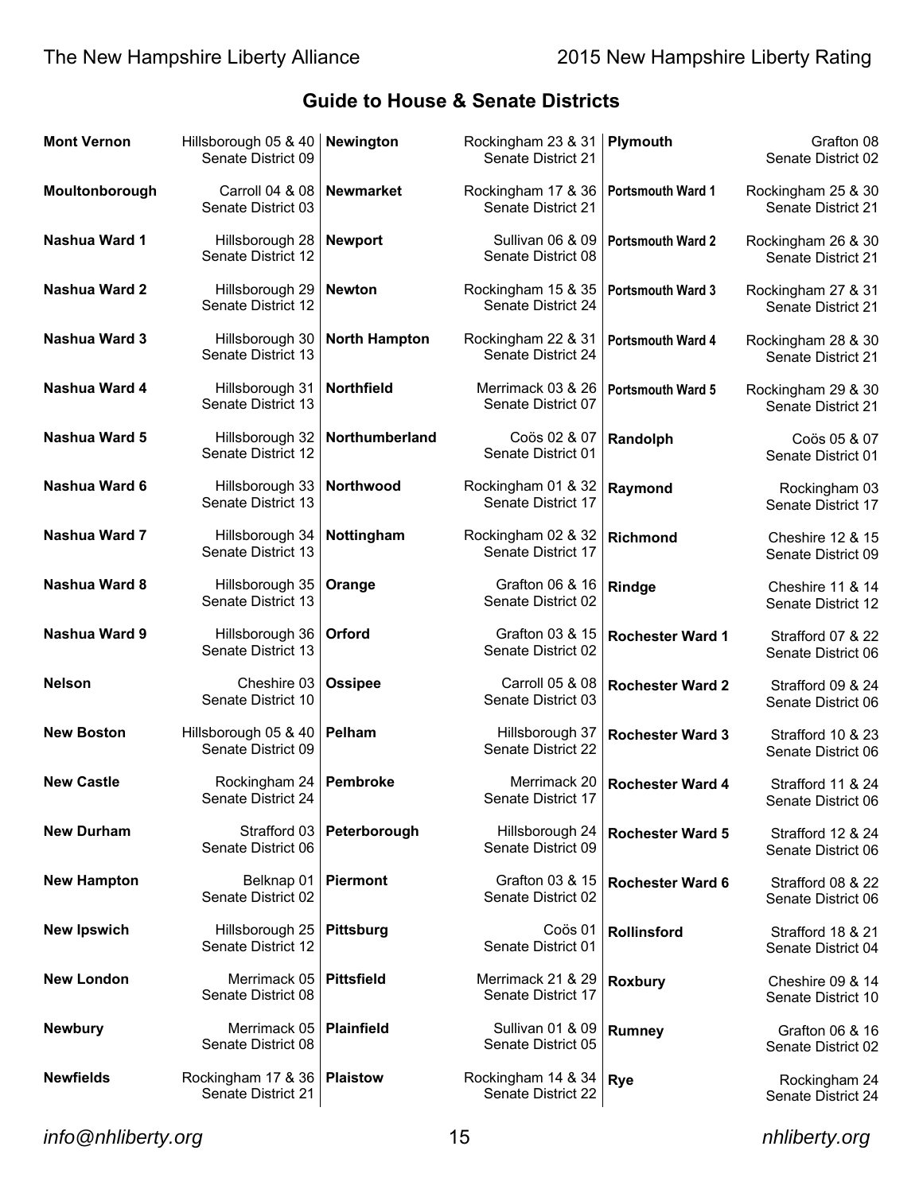## Guide to House & Senate Districts

| Town | House District | Senate District |
|---|---|---|
| **Mont Vernon** | Hillsborough 05 & 40 | Senate District 09 |
| **Moultonborough** | Carroll 04 & 08 | Senate District 03 |
| **Nashua Ward 1** | Hillsborough 28 | Senate District 12 |
| **Nashua Ward 2** | Hillsborough 29 | Senate District 12 |
| **Nashua Ward 3** | Hillsborough 30 | Senate District 13 |
| **Nashua Ward 4** | Hillsborough 31 | Senate District 13 |
| **Nashua Ward 5** | Hillsborough 32 | Senate District 12 |
| **Nashua Ward 6** | Hillsborough 33 | Senate District 13 |
| **Nashua Ward 7** | Hillsborough 34 | Senate District 13 |
| **Nashua Ward 8** | Hillsborough 35 | Senate District 13 |
| **Nashua Ward 9** | Hillsborough 36 | Senate District 13 |
| **Nelson** | Cheshire 03 | Senate District 10 |
| **New Boston** | Hillsborough 05 & 40 | Senate District 09 |
| **New Castle** | Rockingham 24 | Senate District 24 |
| **New Durham** | Strafford 03 | Senate District 06 |
| **New Hampton** | Belknap 01 | Senate District 02 |
| **New Ipswich** | Hillsborough 25 | Senate District 12 |
| **New London** | Merrimack 05 | Senate District 08 |
| **Newbury** | Merrimack 05 | Senate District 08 |
| **Newfields** | Rockingham 17 & 36 | Senate District 21 |
| **Newington** | Rockingham 23 & 31 | Senate District 21 |
| **Newmarket** | Rockingham 17 & 36 | Senate District 21 |
| **Newport** | Sullivan 06 & 09 | Senate District 08 |
| **Newton** | Rockingham 15 & 35 | Senate District 24 |
| **North Hampton** | Rockingham 22 & 31 | Senate District 24 |
| **Northfield** | Merrimack 03 & 26 | Senate District 07 |
| **Northumberland** | Coös 02 & 07 | Senate District 01 |
| **Northwood** | Rockingham 01 & 32 | Senate District 17 |
| **Nottingham** | Rockingham 02 & 32 | Senate District 17 |
| **Orange** | Grafton 06 & 16 | Senate District 02 |
| **Orford** | Grafton 03 & 15 | Senate District 02 |
| **Ossipee** | Carroll 05 & 08 | Senate District 03 |
| **Pelham** | Hillsborough 37 | Senate District 22 |
| **Pembroke** | Merrimack 20 | Senate District 17 |
| **Peterborough** | Hillsborough 24 | Senate District 09 |
| **Piermont** | Grafton 03 & 15 | Senate District 02 |
| **Pittsburg** | Coös 01 | Senate District 01 |
| **Pittsfield** | Merrimack 21 & 29 | Senate District 17 |
| **Plainfield** | Sullivan 01 & 09 | Senate District 05 |
| **Plaistow** | Rockingham 14 & 34 | Senate District 22 |
| **Plymouth** | Grafton 08 | Senate District 02 |
| **Portsmouth Ward 1** | Rockingham 25 & 30 | Senate District 21 |
| **Portsmouth Ward 2** | Rockingham 26 & 30 | Senate District 21 |
| **Portsmouth Ward 3** | Rockingham 27 & 31 | Senate District 21 |
| **Portsmouth Ward 4** | Rockingham 28 & 30 | Senate District 21 |
| **Portsmouth Ward 5** | Rockingham 29 & 30 | Senate District 21 |
| **Randolph** | Coös 05 & 07 | Senate District 01 |
| **Raymond** | Rockingham 03 | Senate District 17 |
| **Richmond** | Cheshire 12 & 15 | Senate District 09 |
| **Rindge** | Cheshire 11 & 14 | Senate District 12 |
| **Rochester Ward 1** | Strafford 07 & 22 | Senate District 06 |
| **Rochester Ward 2** | Strafford 09 & 24 | Senate District 06 |
| **Rochester Ward 3** | Strafford 10 & 23 | Senate District 06 |
| **Rochester Ward 4** | Strafford 11 & 24 | Senate District 06 |
| **Rochester Ward 5** | Strafford 12 & 24 | Senate District 06 |
| **Rochester Ward 6** | Strafford 08 & 22 | Senate District 06 |
| **Rollinsford** | Strafford 18 & 21 | Senate District 04 |
| **Roxbury** | Cheshire 09 & 14 | Senate District 10 |
| **Rumney** | Grafton 06 & 16 | Senate District 02 |
| **Rye** | Rockingham 24 | Senate District 24 |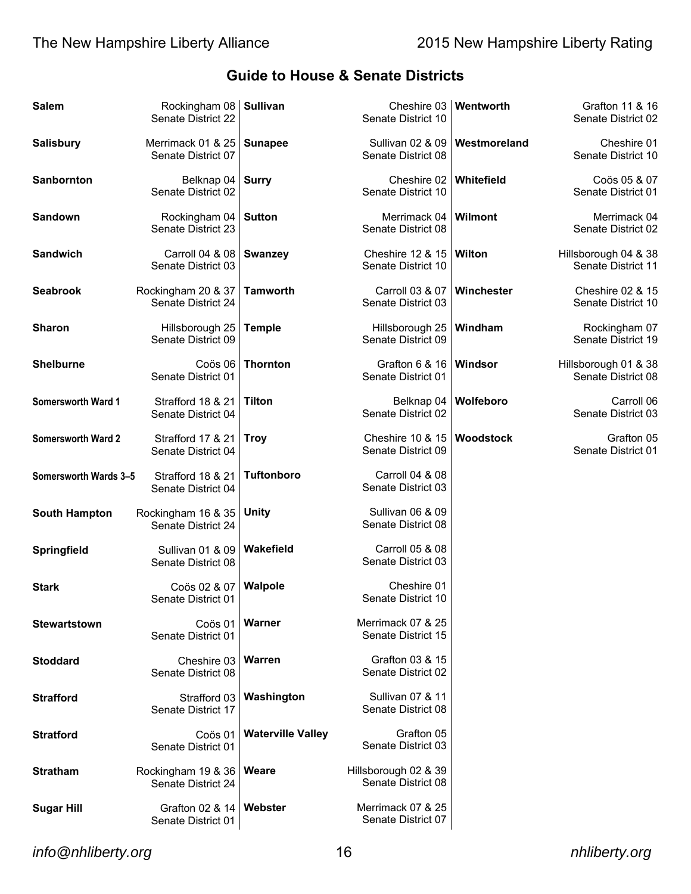## Guide to House & Senate Districts

| Town | House District | Senate District |
|---|---|---|
| **Salem** | Rockingham 08 | Senate District 22 |
| **Salisbury** | Merrimack 01 & 25 | Senate District 07 |
| **Sanbornton** | Belknap 04 | Senate District 02 |
| **Sandown** | Rockingham 04 | Senate District 23 |
| **Sandwich** | Carroll 04 & 08 | Senate District 03 |
| **Seabrook** | Rockingham 20 & 37 | Senate District 24 |
| **Sharon** | Hillsborough 25 | Senate District 09 |
| **Shelburne** | Coös 06 | Senate District 01 |
| **Somersworth Ward 1** | Strafford 18 & 21 | Senate District 04 |
| **Somersworth Ward 2** | Strafford 17 & 21 | Senate District 04 |
| **Somersworth Wards 3–5** | Strafford 18 & 21 | Senate District 04 |
| **South Hampton** | Rockingham 16 & 35 | Senate District 24 |
| **Springfield** | Sullivan 01 & 09 | Senate District 08 |
| **Stark** | Coös 02 & 07 | Senate District 01 |
| **Stewartstown** | Coös 01 | Senate District 01 |
| **Stoddard** | Cheshire 03 | Senate District 08 |
| **Strafford** | Strafford 03 | Senate District 17 |
| **Stratford** | Coös 01 | Senate District 01 |
| **Stratham** | Rockingham 19 & 36 | Senate District 24 |
| **Sugar Hill** | Grafton 02 & 14 | Senate District 01 |
| **Sullivan** | Cheshire 03 | Senate District 10 |
| **Sunapee** | Sullivan 02 & 09 | Senate District 08 |
| **Surry** | Cheshire 02 | Senate District 10 |
| **Sutton** | Merrimack 04 | Senate District 08 |
| **Swanzey** | Cheshire 12 & 15 | Senate District 10 |
| **Tamworth** | Carroll 03 & 07 | Senate District 03 |
| **Temple** | Hillsborough 25 | Senate District 09 |
| **Thornton** | Grafton 6 & 16 | Senate District 01 |
| **Tilton** | Belknap 04 | Senate District 02 |
| **Troy** | Cheshire 10 & 15 | Senate District 09 |
| **Tuftonboro** | Carroll 04 & 08 | Senate District 03 |
| **Unity** | Sullivan 06 & 09 | Senate District 08 |
| **Wakefield** | Carroll 05 & 08 | Senate District 03 |
| **Walpole** | Cheshire 01 | Senate District 10 |
| **Warner** | Merrimack 07 & 25 | Senate District 15 |
| **Warren** | Grafton 03 & 15 | Senate District 02 |
| **Washington** | Sullivan 07 & 11 | Senate District 08 |
| **Waterville Valley** | Grafton 05 | Senate District 03 |
| **Weare** | Hillsborough 02 & 39 | Senate District 08 |
| **Webster** | Merrimack 07 & 25 | Senate District 07 |
| **Wentworth** | Grafton 11 & 16 | Senate District 02 |
| **Westmoreland** | Cheshire 01 | Senate District 10 |
| **Whitefield** | Coös 05 & 07 | Senate District 01 |
| **Wilmont** | Merrimack 04 | Senate District 02 |
| **Wilton** | Hillsborough 04 & 38 | Senate District 11 |
| **Winchester** | Cheshire 02 & 15 | Senate District 10 |
| **Windham** | Rockingham 07 | Senate District 19 |
| **Windsor** | Hillsborough 01 & 38 | Senate District 08 |
| **Wolfeboro** | Carroll 06 | Senate District 03 |
| **Woodstock** | Grafton 05 | Senate District 01 |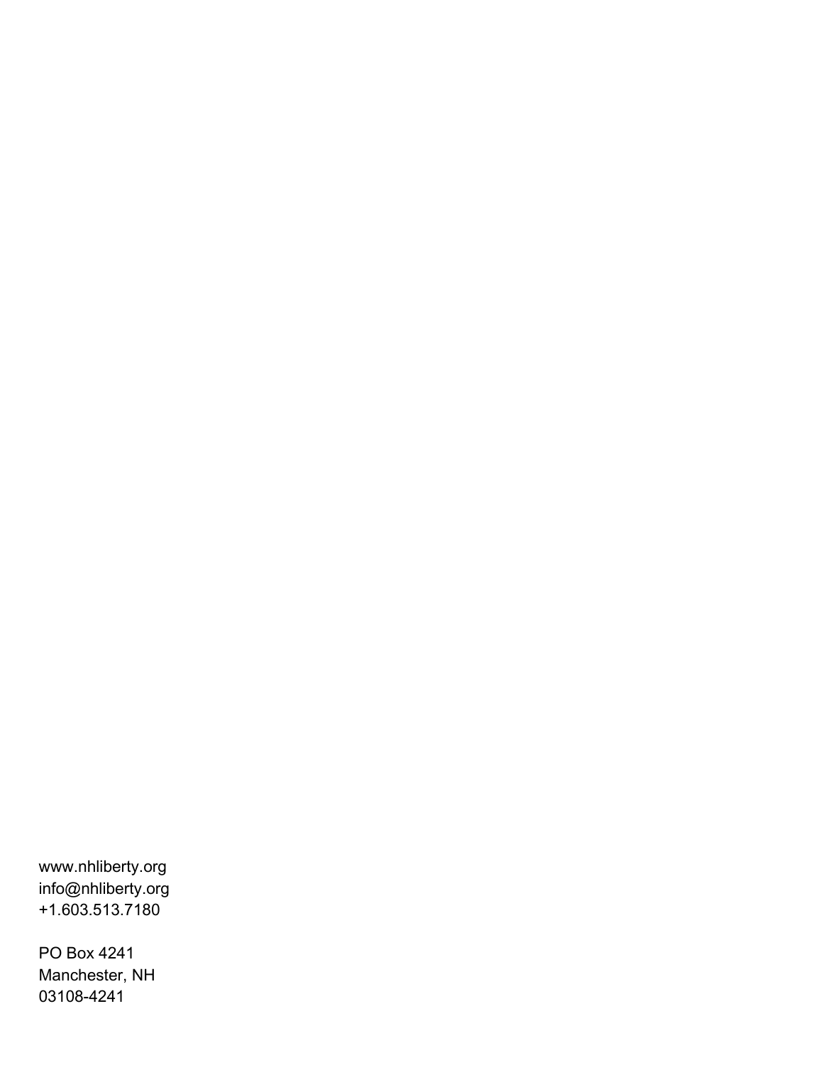www.nhliberty.org
info@nhliberty.org
+1.603.513.7180

PO Box 4241
Manchester, NH
03108-4241